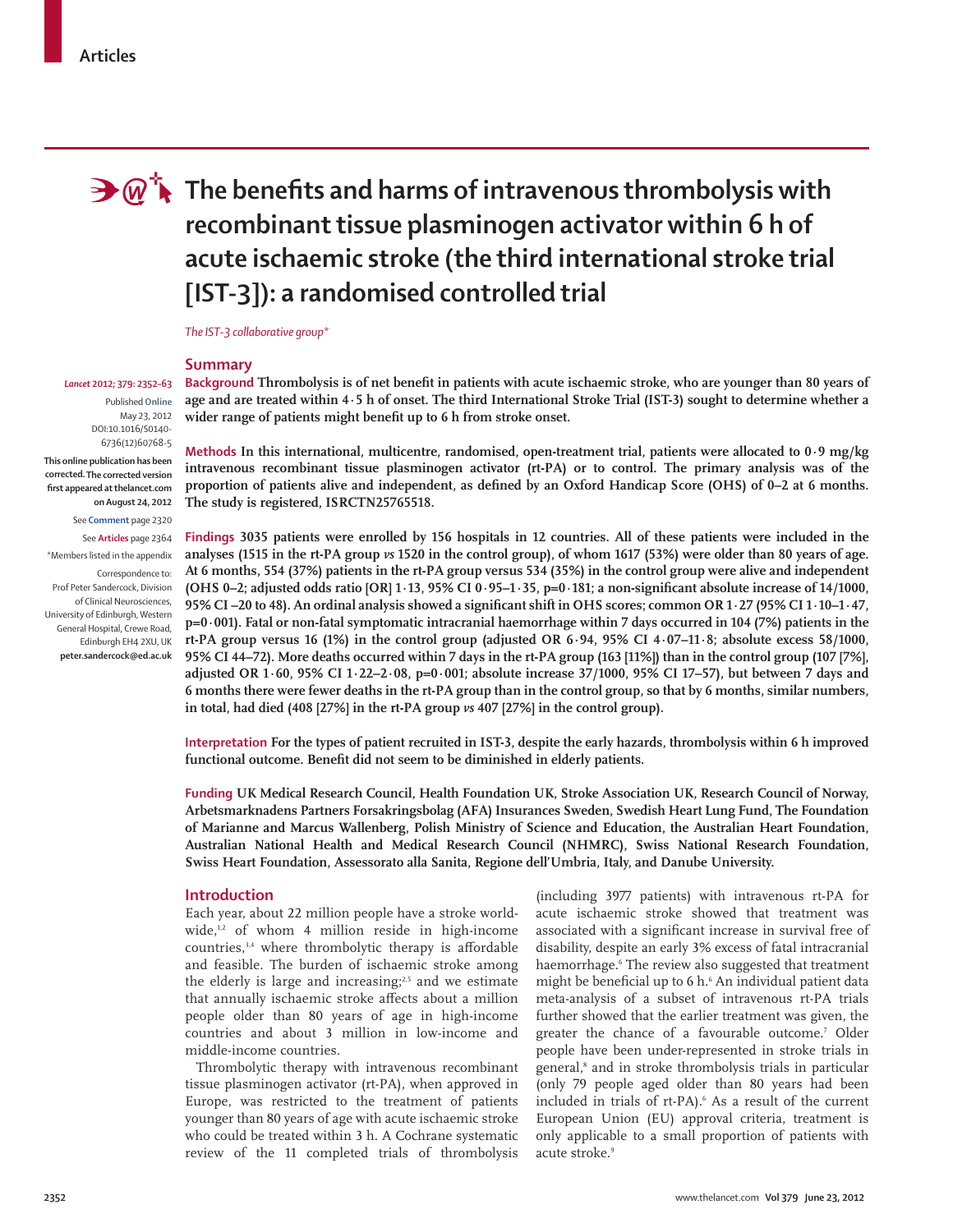# The benefits and harms of intravenous thrombolysis with recombinant tissue plasminogen activator within 6 h of acute ischaemic stroke (the third international stroke trial [IST-3]): a randomised controlled trial

*The IST-3 collaborative group**

*Lancet* 2012; 379: 2352–63

Published Online May 23, 2012 DOI:10.1016/S0140-6736(12)60768-5

**This online publication has been corrected. The corrected version first appeared at thelancet.com on August 24, 2012**

See **Comment** page 2320

See **Articles** page 2364

*Members listed in the appendix

Correspondence to: Prof Peter Sandercock, Division of Clinical Neurosciences, University of Edinburgh, Western General Hospital, Crewe Road, Edinburgh EH4 2XU, UK **peter.sandercock@ed.ac.uk**

## Summary

**Background** Thrombolysis is of net benefit in patients with acute ischaemic stroke, who are younger than 80 years of age and are treated within 4·5 h of onset. The third International Stroke Trial (IST-3) sought to determine whether a wider range of patients might benefit up to 6 h from stroke onset.

**Methods** In this international, multicentre, randomised, open-treatment trial, patients were allocated to 0·9 mg/kg intravenous recombinant tissue plasminogen activator (rt-PA) or to control. The primary analysis was of the proportion of patients alive and independent, as defined by an Oxford Handicap Score (OHS) of 0–2 at 6 months. The study is registered, ISRCTN25765518.

**Findings** 3035 patients were enrolled by 156 hospitals in 12 countries. All of these patients were included in the analyses (1515 in the rt-PA group *vs* 1520 in the control group), of whom 1617 (53%) were older than 80 years of age. At 6 months, 554 (37%) patients in the rt-PA group versus 534 (35%) in the control group were alive and independent (OHS 0–2; adjusted odds ratio [OR] 1·13, 95% CI 0·95–1·35, p=0·181; a non-significant absolute increase of 14/1000, 95% CI –20 to 48). An ordinal analysis showed a significant shift in OHS scores; common OR 1·27 (95% CI 1·10–1·47, p=0·001). Fatal or non-fatal symptomatic intracranial haemorrhage within 7 days occurred in 104 (7%) patients in the rt-PA group versus 16 (1%) in the control group (adjusted OR 6·94, 95% CI 4·07–11·8; absolute excess 58/1000, 95% CI 44–72). More deaths occurred within 7 days in the rt-PA group (163 [11%]) than in the control group (107 [7%], adjusted OR 1·60, 95% CI 1·22–2·08, p=0·001; absolute increase 37/1000, 95% CI 17–57), but between 7 days and 6 months there were fewer deaths in the rt-PA group than in the control group, so that by 6 months, similar numbers, in total, had died (408 [27%] in the rt-PA group *vs* 407 [27%] in the control group).

**Interpretation** For the types of patient recruited in IST-3, despite the early hazards, thrombolysis within 6 h improved functional outcome. Benefit did not seem to be diminished in elderly patients.

**Funding** UK Medical Research Council, Health Foundation UK, Stroke Association UK, Research Council of Norway, Arbetsmarknadens Partners Forsakringsbolag (AFA) Insurances Sweden, Swedish Heart Lung Fund, The Foundation of Marianne and Marcus Wallenberg, Polish Ministry of Science and Education, the Australian Heart Foundation, Australian National Health and Medical Research Council (NHMRC), Swiss National Research Foundation, Swiss Heart Foundation, Assessorato alla Sanita, Regione dell'Umbria, Italy, and Danube University.

## Introduction

Each year, about 22 million people have a stroke worldwide,[1,2] of whom 4 million reside in high-income countries,[3,4] where thrombolytic therapy is affordable and feasible. The burden of ischaemic stroke among the elderly is large and increasing;[2,5] and we estimate that annually ischaemic stroke affects about a million people older than 80 years of age in high-income countries and about 3 million in low-income and middle-income countries.

Thrombolytic therapy with intravenous recombinant tissue plasminogen activator (rt-PA), when approved in Europe, was restricted to the treatment of patients younger than 80 years of age with acute ischaemic stroke who could be treated within 3 h. A Cochrane systematic review of the 11 completed trials of thrombolysis (including 3977 patients) with intravenous rt-PA for acute ischaemic stroke showed that treatment was associated with a significant increase in survival free of disability, despite an early 3% excess of fatal intracranial haemorrhage.[6] The review also suggested that treatment might be beneficial up to 6 h.[6] An individual patient data meta-analysis of a subset of intravenous rt-PA trials further showed that the earlier treatment was given, the greater the chance of a favourable outcome.[7] Older people have been under-represented in stroke trials in general,[8] and in stroke thrombolysis trials in particular (only 79 people aged older than 80 years had been included in trials of rt-PA).[6] As a result of the current European Union (EU) approval criteria, treatment is only applicable to a small proportion of patients with acute stroke.[9]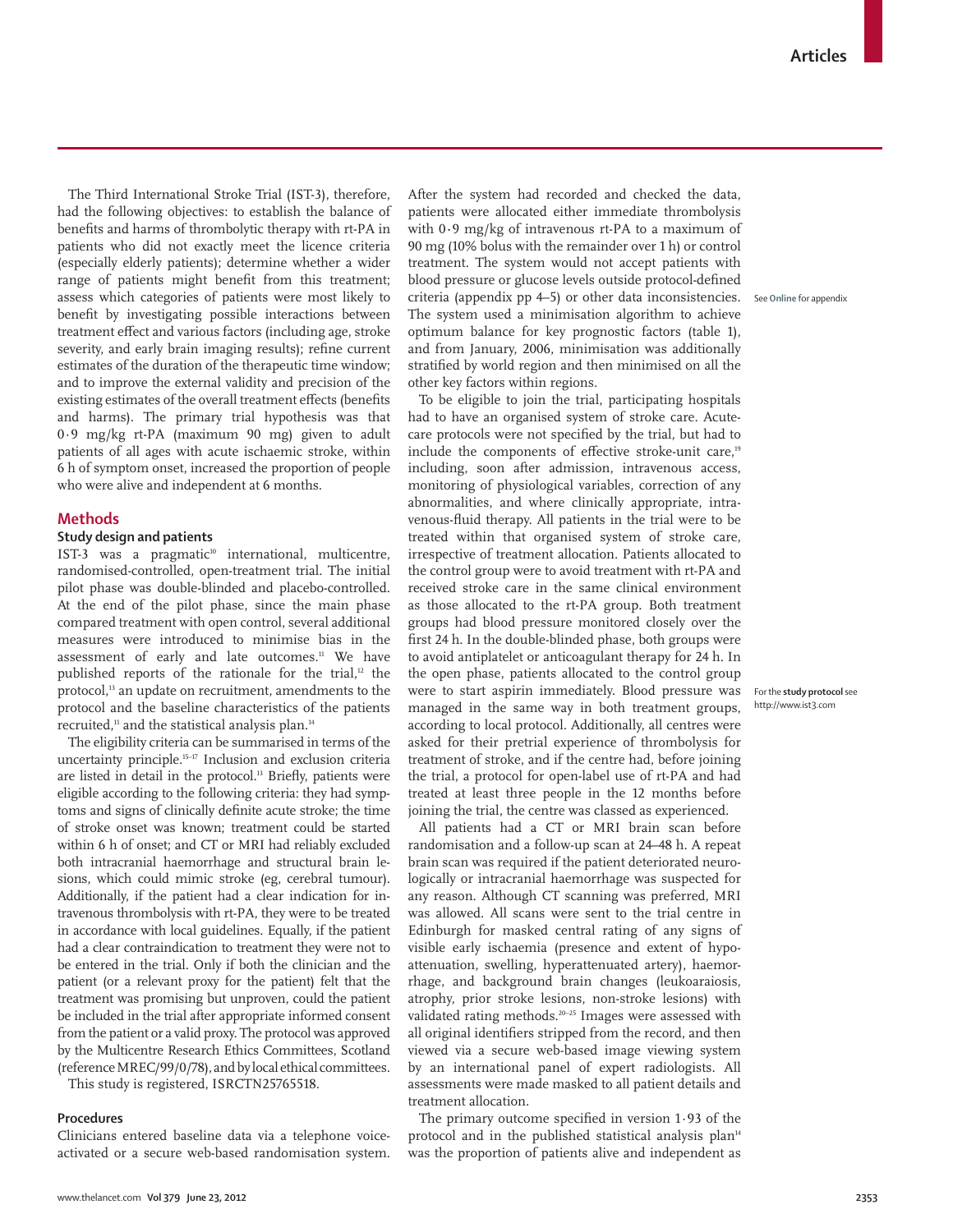The Third International Stroke Trial (IST-3), therefore, had the following objectives: to establish the balance of benefits and harms of thrombolytic therapy with rt-PA in patients who did not exactly meet the licence criteria (especially elderly patients); determine whether a wider range of patients might benefit from this treatment; assess which categories of patients were most likely to benefit by investigating possible interactions between treatment effect and various factors (including age, stroke severity, and early brain imaging results); refine current estimates of the duration of the therapeutic time window; and to improve the external validity and precision of the existing estimates of the overall treatment effects (benefits and harms). The primary trial hypothesis was that 0·9 mg/kg rt-PA (maximum 90 mg) given to adult patients of all ages with acute ischaemic stroke, within 6 h of symptom onset, increased the proportion of people who were alive and independent at 6 months.

## Methods

### Study design and patients

IST-3 was a pragmatic[10] international, multicentre, randomised-controlled, open-treatment trial. The initial pilot phase was double-blinded and placebo-controlled. At the end of the pilot phase, since the main phase compared treatment with open control, several additional measures were introduced to minimise bias in the assessment of early and late outcomes.[11] We have published reports of the rationale for the trial,[12] the protocol,[13] an update on recruitment, amendments to the protocol and the baseline characteristics of the patients recruited,[11] and the statistical analysis plan.[14]

The eligibility criteria can be summarised in terms of the uncertainty principle.[15–17] Inclusion and exclusion criteria are listed in detail in the protocol.[13] Briefly, patients were eligible according to the following criteria: they had symptoms and signs of clinically definite acute stroke; the time of stroke onset was known; treatment could be started within 6 h of onset; and CT or MRI had reliably excluded both intracranial haemorrhage and structural brain lesions, which could mimic stroke (eg, cerebral tumour). Additionally, if the patient had a clear indication for intravenous thrombolysis with rt-PA, they were to be treated in accordance with local guidelines. Equally, if the patient had a clear contraindication to treatment they were not to be entered in the trial. Only if both the clinician and the patient (or a relevant proxy for the patient) felt that the treatment was promising but unproven, could the patient be included in the trial after appropriate informed consent from the patient or a valid proxy. The protocol was approved by the Multicentre Research Ethics Committees, Scotland (reference MREC/99/0/78), and by local ethical committees.

This study is registered, ISRCTN25765518.

### Procedures

Clinicians entered baseline data via a telephone voice-activated or a secure web-based randomisation system. After the system had recorded and checked the data, patients were allocated either immediate thrombolysis with 0·9 mg/kg of intravenous rt-PA to a maximum of 90 mg (10% bolus with the remainder over 1 h) or control treatment. The system would not accept patients with blood pressure or glucose levels outside protocol-defined criteria (appendix pp 4–5) or other data inconsistencies. The system used a minimisation algorithm to achieve optimum balance for key prognostic factors (table 1), and from January, 2006, minimisation was additionally stratified by world region and then minimised on all the other key factors within regions.

See Online for appendix

To be eligible to join the trial, participating hospitals had to have an organised system of stroke care. Acute-care protocols were not specified by the trial, but had to include the components of effective stroke-unit care,[19] including, soon after admission, intravenous access, monitoring of physiological variables, correction of any abnormalities, and where clinically appropriate, intravenous-fluid therapy. All patients in the trial were to be treated within that organised system of stroke care, irrespective of treatment allocation. Patients allocated to the control group were to avoid treatment with rt-PA and received stroke care in the same clinical environment as those allocated to the rt-PA group. Both treatment groups had blood pressure monitored closely over the first 24 h. In the double-blinded phase, both groups were to avoid antiplatelet or anticoagulant therapy for 24 h. In the open phase, patients allocated to the control group were to start aspirin immediately. Blood pressure was managed in the same way in both treatment groups, according to local protocol. Additionally, all centres were asked for their pretrial experience of thrombolysis for treatment of stroke, and if the centre had, before joining the trial, a protocol for open-label use of rt-PA and had treated at least three people in the 12 months before joining the trial, the centre was classed as experienced.

For the **study protocol** see http://www.ist3.com

All patients had a CT or MRI brain scan before randomisation and a follow-up scan at 24–48 h. A repeat brain scan was required if the patient deteriorated neurologically or intracranial haemorrhage was suspected for any reason. Although CT scanning was preferred, MRI was allowed. All scans were sent to the trial centre in Edinburgh for masked central rating of any signs of visible early ischaemia (presence and extent of hypoattenuation, swelling, hyperattenuated artery), haemorrhage, and background brain changes (leukoaraiosis, atrophy, prior stroke lesions, non-stroke lesions) with validated rating methods.[20–25] Images were assessed with all original identifiers stripped from the record, and then viewed via a secure web-based image viewing system by an international panel of expert radiologists. All assessments were made masked to all patient details and treatment allocation.

The primary outcome specified in version 1·93 of the protocol and in the published statistical analysis plan[14] was the proportion of patients alive and independent as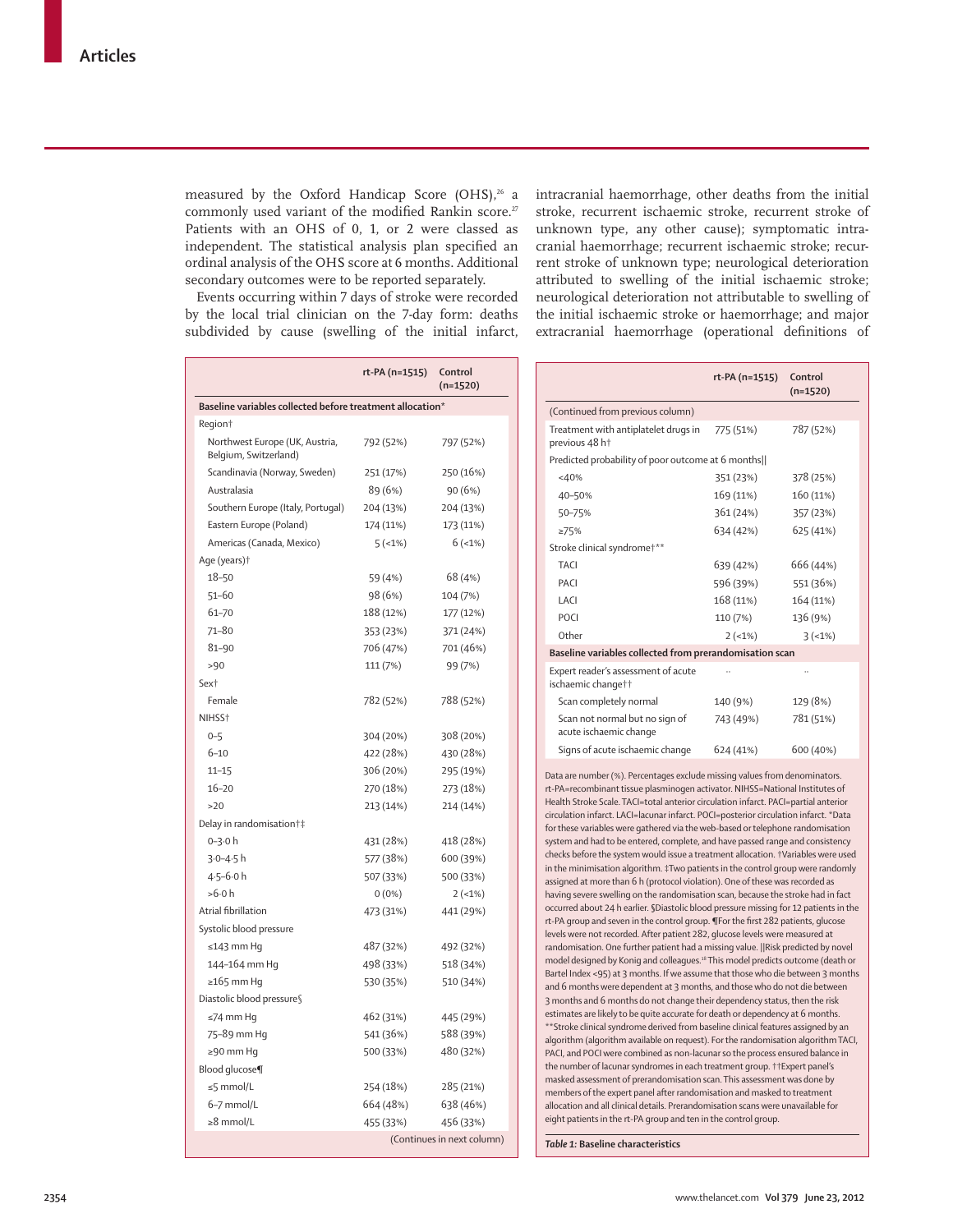measured by the Oxford Handicap Score (OHS),[26] a commonly used variant of the modified Rankin score.[27] Patients with an OHS of 0, 1, or 2 were classed as independent. The statistical analysis plan specified an ordinal analysis of the OHS score at 6 months. Additional secondary outcomes were to be reported separately.

Events occurring within 7 days of stroke were recorded by the local trial clinician on the 7-day form: deaths subdivided by cause (swelling of the initial infarct, intracranial haemorrhage, other deaths from the initial stroke, recurrent ischaemic stroke, recurrent stroke of unknown type, any other cause); symptomatic intracranial haemorrhage; recurrent ischaemic stroke; recurrent stroke of unknown type; neurological deterioration attributed to swelling of the initial ischaemic stroke; neurological deterioration not attributable to swelling of the initial ischaemic stroke or haemorrhage; and major extracranial haemorrhage (operational definitions of

| | rt-PA (n=1515) | Control (n=1520) |
|---|---|---|
| **Baseline variables collected before treatment allocation*** | | |
| Region† | | |
| Northwest Europe (UK, Austria, Belgium, Switzerland) | 792 (52%) | 797 (52%) |
| Scandinavia (Norway, Sweden) | 251 (17%) | 250 (16%) |
| Australasia | 89 (6%) | 90 (6%) |
| Southern Europe (Italy, Portugal) | 204 (13%) | 204 (13%) |
| Eastern Europe (Poland) | 174 (11%) | 173 (11%) |
| Americas (Canada, Mexico) | 5 (<1%) | 6 (<1%) |
| Age (years)† | | |
| 18–50 | 59 (4%) | 68 (4%) |
| 51–60 | 98 (6%) | 104 (7%) |
| 61–70 | 188 (12%) | 177 (12%) |
| 71–80 | 353 (23%) | 371 (24%) |
| 81–90 | 706 (47%) | 701 (46%) |
| >90 | 111 (7%) | 99 (7%) |
| Sex† | | |
| Female | 782 (52%) | 788 (52%) |
| NIHSS† | | |
| 0–5 | 304 (20%) | 308 (20%) |
| 6–10 | 422 (28%) | 430 (28%) |
| 11–15 | 306 (20%) | 295 (19%) |
| 16–20 | 270 (18%) | 273 (18%) |
| >20 | 213 (14%) | 214 (14%) |
| Delay in randomisation†‡ | | |
| 0–3·0 h | 431 (28%) | 418 (28%) |
| 3·0–4·5 h | 577 (38%) | 600 (39%) |
| 4·5–6·0 h | 507 (33%) | 500 (33%) |
| >6·0 h | 0 (0%) | 2 (<1%) |
| Atrial fibrillation | 473 (31%) | 441 (29%) |
| Systolic blood pressure | | |
| ≤143 mm Hg | 487 (32%) | 492 (32%) |
| 144–164 mm Hg | 498 (33%) | 518 (34%) |
| ≥165 mm Hg | 530 (35%) | 510 (34%) |
| Diastolic blood pressure§ | | |
| ≤74 mm Hg | 462 (31%) | 445 (29%) |
| 75–89 mm Hg | 541 (36%) | 588 (39%) |
| ≥90 mm Hg | 500 (33%) | 480 (32%) |
| Blood glucose¶ | | |
| ≤5 mmol/L | 254 (18%) | 285 (21%) |
| 6–7 mmol/L | 664 (48%) | 638 (46%) |
| ≥8 mmol/L | 455 (33%) | 456 (33%) |
| Treatment with antiplatelet drugs in previous 48 h† | 775 (51%) | 787 (52%) |
| Predicted probability of poor outcome at 6 months‖ | | |
| <40% | 351 (23%) | 378 (25%) |
| 40–50% | 169 (11%) | 160 (11%) |
| 50–75% | 361 (24%) | 357 (23%) |
| ≥75% | 634 (42%) | 625 (41%) |
| Stroke clinical syndrome†** | | |
| TACI | 639 (42%) | 666 (44%) |
| PACI | 596 (39%) | 551 (36%) |
| LACI | 168 (11%) | 164 (11%) |
| POCI | 110 (7%) | 136 (9%) |
| Other | 2 (<1%) | 3 (<1%) |
| **Baseline variables collected from prerandomisation scan** | | |
| Expert reader's assessment of acute ischaemic change†† | .. | .. |
| Scan completely normal | 140 (9%) | 129 (8%) |
| Scan not normal but no sign of acute ischaemic change | 743 (49%) | 781 (51%) |
| Signs of acute ischaemic change | 624 (41%) | 600 (40%) |

Data are number (%). Percentages exclude missing values from denominators. rt-PA=recombinant tissue plasminogen activator. NIHSS=National Institutes of Health Stroke Scale. TACI=total anterior circulation infarct. PACI=partial anterior circulation infarct. LACI=lacunar infarct. POCI=posterior circulation infarct. *Data for these variables were gathered via the web-based or telephone randomisation system and had to be entered, complete, and have passed range and consistency checks before the system would issue a treatment allocation. †Variables were used in the minimisation algorithm. ‡Two patients in the control group were randomly assigned at more than 6 h (protocol violation). One of these was recorded as having severe swelling on the randomisation scan, because the stroke had in fact occurred about 24 h earlier. §Diastolic blood pressure missing for 12 patients in the rt-PA group and seven in the control group. ¶For the first 282 patients, glucose levels were not recorded. After patient 282, glucose levels were measured at randomisation. One further patient had a missing value. ‖Risk predicted by novel model designed by Konig and colleagues.[18] This model predicts outcome (death or Bartel Index <95) at 3 months. If we assume that those who die between 3 months and 6 months were dependent at 3 months, and those who do not die between 3 months and 6 months do not change their dependency status, then the risk estimates are likely to be quite accurate for death or dependency at 6 months. **Stroke clinical syndrome derived from baseline clinical features assigned by an algorithm (algorithm available on request). For the randomisation algorithm TACI, PACI, and POCI were combined as non-lacunar so the process ensured balance in the number of lacunar syndromes in each treatment group. ††Expert panel's masked assessment of prerandomisation scan. This assessment was done by members of the expert panel after randomisation and masked to treatment allocation and all clinical details. Prerandomisation scans were unavailable for eight patients in the rt-PA group and ten in the control group.

*Table 1:* **Baseline characteristics**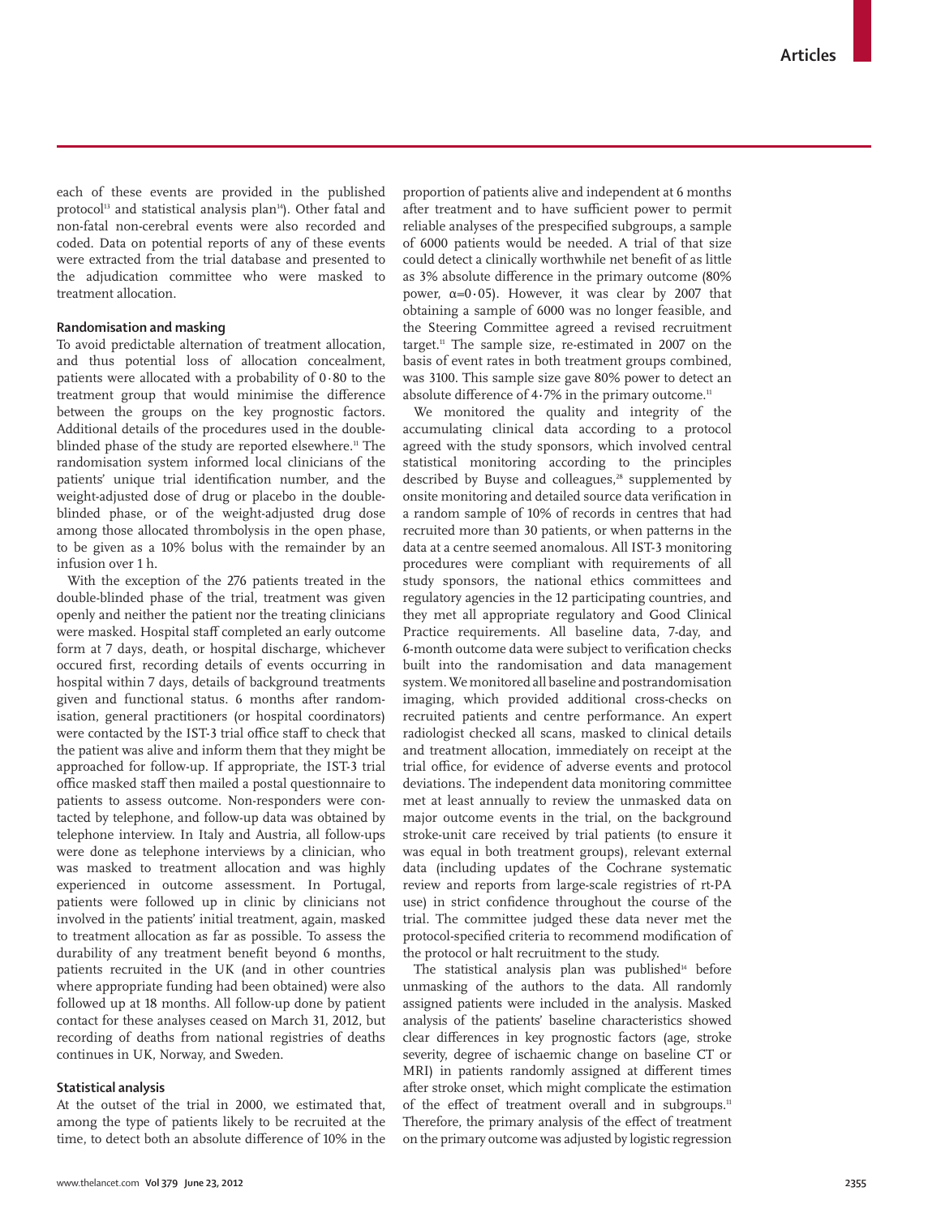each of these events are provided in the published protocol[13] and statistical analysis plan[14]). Other fatal and non-fatal non-cerebral events were also recorded and coded. Data on potential reports of any of these events were extracted from the trial database and presented to the adjudication committee who were masked to treatment allocation.

### Randomisation and masking

To avoid predictable alternation of treatment allocation, and thus potential loss of allocation concealment, patients were allocated with a probability of 0·80 to the treatment group that would minimise the difference between the groups on the key prognostic factors. Additional details of the procedures used in the double-blinded phase of the study are reported elsewhere.[11] The randomisation system informed local clinicians of the patients' unique trial identification number, and the weight-adjusted dose of drug or placebo in the double-blinded phase, or of the weight-adjusted drug dose among those allocated thrombolysis in the open phase, to be given as a 10% bolus with the remainder by an infusion over 1 h.

With the exception of the 276 patients treated in the double-blinded phase of the trial, treatment was given openly and neither the patient nor the treating clinicians were masked. Hospital staff completed an early outcome form at 7 days, death, or hospital discharge, whichever occured first, recording details of events occurring in hospital within 7 days, details of background treatments given and functional status. 6 months after randomisation, general practitioners (or hospital coordinators) were contacted by the IST-3 trial office staff to check that the patient was alive and inform them that they might be approached for follow-up. If appropriate, the IST-3 trial office masked staff then mailed a postal questionnaire to patients to assess outcome. Non-responders were contacted by telephone, and follow-up data was obtained by telephone interview. In Italy and Austria, all follow-ups were done as telephone interviews by a clinician, who was masked to treatment allocation and was highly experienced in outcome assessment. In Portugal, patients were followed up in clinic by clinicians not involved in the patients' initial treatment, again, masked to treatment allocation as far as possible. To assess the durability of any treatment benefit beyond 6 months, patients recruited in the UK (and in other countries where appropriate funding had been obtained) were also followed up at 18 months. All follow-up done by patient contact for these analyses ceased on March 31, 2012, but recording of deaths from national registries of deaths continues in UK, Norway, and Sweden.

### Statistical analysis

At the outset of the trial in 2000, we estimated that, among the type of patients likely to be recruited at the time, to detect both an absolute difference of 10% in the proportion of patients alive and independent at 6 months after treatment and to have sufficient power to permit reliable analyses of the prespecified subgroups, a sample of 6000 patients would be needed. A trial of that size could detect a clinically worthwhile net benefit of as little as 3% absolute difference in the primary outcome (80% power, $\alpha=0\cdot05$). However, it was clear by 2007 that obtaining a sample of 6000 was no longer feasible, and the Steering Committee agreed a revised recruitment target.[11] The sample size, re-estimated in 2007 on the basis of event rates in both treatment groups combined, was 3100. This sample size gave 80% power to detect an absolute difference of 4·7% in the primary outcome.[11]

We monitored the quality and integrity of the accumulating clinical data according to a protocol agreed with the study sponsors, which involved central statistical monitoring according to the principles described by Buyse and colleagues,[28] supplemented by onsite monitoring and detailed source data verification in a random sample of 10% of records in centres that had recruited more than 30 patients, or when patterns in the data at a centre seemed anomalous. All IST-3 monitoring procedures were compliant with requirements of all study sponsors, the national ethics committees and regulatory agencies in the 12 participating countries, and they met all appropriate regulatory and Good Clinical Practice requirements. All baseline data, 7-day, and 6-month outcome data were subject to verification checks built into the randomisation and data management system. We monitored all baseline and postrandomisation imaging, which provided additional cross-checks on recruited patients and centre performance. An expert radiologist checked all scans, masked to clinical details and treatment allocation, immediately on receipt at the trial office, for evidence of adverse events and protocol deviations. The independent data monitoring committee met at least annually to review the unmasked data on major outcome events in the trial, on the background stroke-unit care received by trial patients (to ensure it was equal in both treatment groups), relevant external data (including updates of the Cochrane systematic review and reports from large-scale registries of rt-PA use) in strict confidence throughout the course of the trial. The committee judged these data never met the protocol-specified criteria to recommend modification of the protocol or halt recruitment to the study.

The statistical analysis plan was published[14] before unmasking of the authors to the data. All randomly assigned patients were included in the analysis. Masked analysis of the patients' baseline characteristics showed clear differences in key prognostic factors (age, stroke severity, degree of ischaemic change on baseline CT or MRI) in patients randomly assigned at different times after stroke onset, which might complicate the estimation of the effect of treatment overall and in subgroups.[11] Therefore, the primary analysis of the effect of treatment on the primary outcome was adjusted by logistic regression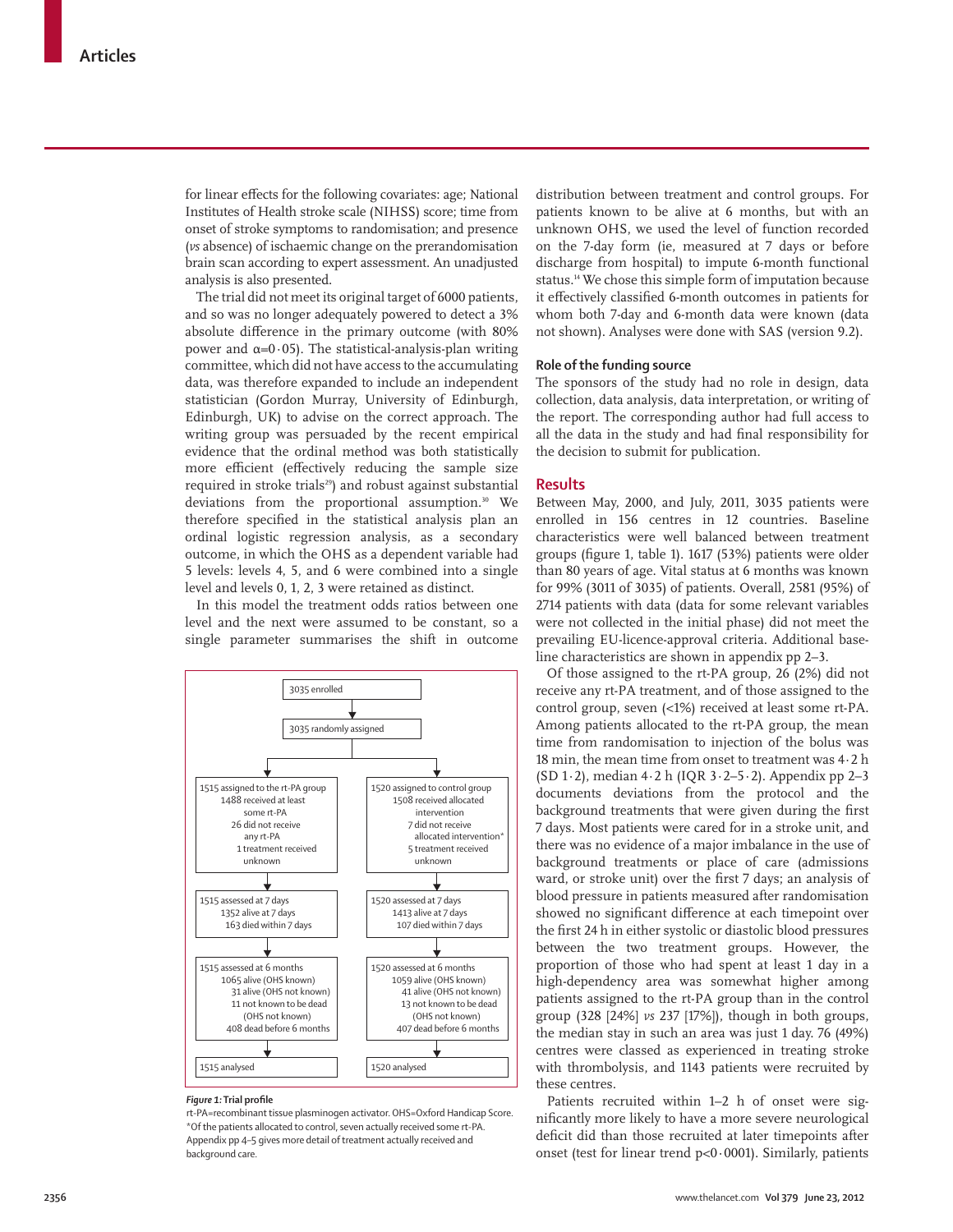for linear effects for the following covariates: age; National Institutes of Health stroke scale (NIHSS) score; time from onset of stroke symptoms to randomisation; and presence (*vs* absence) of ischaemic change on the prerandomisation brain scan according to expert assessment. An unadjusted analysis is also presented.

The trial did not meet its original target of 6000 patients, and so was no longer adequately powered to detect a 3% absolute difference in the primary outcome (with 80% power and $\alpha=0\cdot05$). The statistical-analysis-plan writing committee, which did not have access to the accumulating data, was therefore expanded to include an independent statistician (Gordon Murray, University of Edinburgh, Edinburgh, UK) to advise on the correct approach. The writing group was persuaded by the recent empirical evidence that the ordinal method was both statistically more efficient (effectively reducing the sample size required in stroke trials[29]) and robust against substantial deviations from the proportional assumption.[30] We therefore specified in the statistical analysis plan an ordinal logistic regression analysis, as a secondary outcome, in which the OHS as a dependent variable had 5 levels: levels 4, 5, and 6 were combined into a single level and levels 0, 1, 2, 3 were retained as distinct.

In this model the treatment odds ratios between one level and the next were assumed to be constant, so a single parameter summarises the shift in outcome distribution between treatment and control groups. For patients known to be alive at 6 months, but with an unknown OHS, we used the level of function recorded on the 7-day form (ie, measured at 7 days or before discharge from hospital) to impute 6-month functional status.[14] We chose this simple form of imputation because it effectively classified 6-month outcomes in patients for whom both 7-day and 6-month data were known (data not shown). Analyses were done with SAS (version 9.2).

### Role of the funding source

The sponsors of the study had no role in design, data collection, data analysis, data interpretation, or writing of the report. The corresponding author had full access to all the data in the study and had final responsibility for the decision to submit for publication.

## Results

Between May, 2000, and July, 2011, 3035 patients were enrolled in 156 centres in 12 countries. Baseline characteristics were well balanced between treatment groups (figure 1, table 1). 1617 (53%) patients were older than 80 years of age. Vital status at 6 months was known for 99% (3011 of 3035) of patients. Overall, 2581 (95%) of 2714 patients with data (data for some relevant variables were not collected in the initial phase) did not meet the prevailing EU-licence-approval criteria. Additional baseline characteristics are shown in appendix pp 2–3.

Of those assigned to the rt-PA group, 26 (2%) did not receive any rt-PA treatment, and of those assigned to the control group, seven (<1%) received at least some rt-PA. Among patients allocated to the rt-PA group, the mean time from randomisation to injection of the bolus was 18 min, the mean time from onset to treatment was 4·2 h (SD 1·2), median 4·2 h (IQR 3·2–5·2). Appendix pp 2–3 documents deviations from the protocol and the background treatments that were given during the first 7 days. Most patients were cared for in a stroke unit, and there was no evidence of a major imbalance in the use of background treatments or place of care (admissions ward, or stroke unit) over the first 7 days; an analysis of blood pressure in patients measured after randomisation showed no significant difference at each timepoint over the first 24 h in either systolic or diastolic blood pressures between the two treatment groups. However, the proportion of those who had spent at least 1 day in a high-dependency area was somewhat higher among patients assigned to the rt-PA group than in the control group (328 [24%] *vs* 237 [17%]), though in both groups, the median stay in such an area was just 1 day. 76 (49%) centres were classed as experienced in treating stroke with thrombolysis, and 1143 patients were recruited by these centres.

Patients recruited within 1–2 h of onset were significantly more likely to have a more severe neurological deficit did than those recruited at later timepoints after onset (test for linear trend $p<0\cdot0001$). Similarly, patients

3035 enrolled
→ 3035 randomly assigned

| rt-PA group | Control group |
|---|---|
| 1515 assigned to the rt-PA group<br>1488 received at least some rt-PA<br>26 did not receive any rt-PA<br>1 treatment received unknown | 1520 assigned to control group<br>1508 received allocated intervention<br>7 did not receive allocated intervention*<br>5 treatment received unknown |
| 1515 assessed at 7 days<br>1352 alive at 7 days<br>163 died within 7 days | 1520 assessed at 7 days<br>1413 alive at 7 days<br>107 died within 7 days |
| 1515 assessed at 6 months<br>1065 alive (OHS known)<br>31 alive (OHS not known)<br>11 not known to be dead (OHS not known)<br>408 dead before 6 months | 1520 assessed at 6 months<br>1059 alive (OHS known)<br>41 alive (OHS not known)<br>13 not known to be dead (OHS not known)<br>407 dead before 6 months |
| 1515 analysed | 1520 analysed |

***Figure 1:* Trial profile**
rt-PA=recombinant tissue plasminogen activator. OHS=Oxford Handicap Score. *Of the patients allocated to control, seven actually received some rt-PA. Appendix pp 4–5 gives more detail of treatment actually received and background care.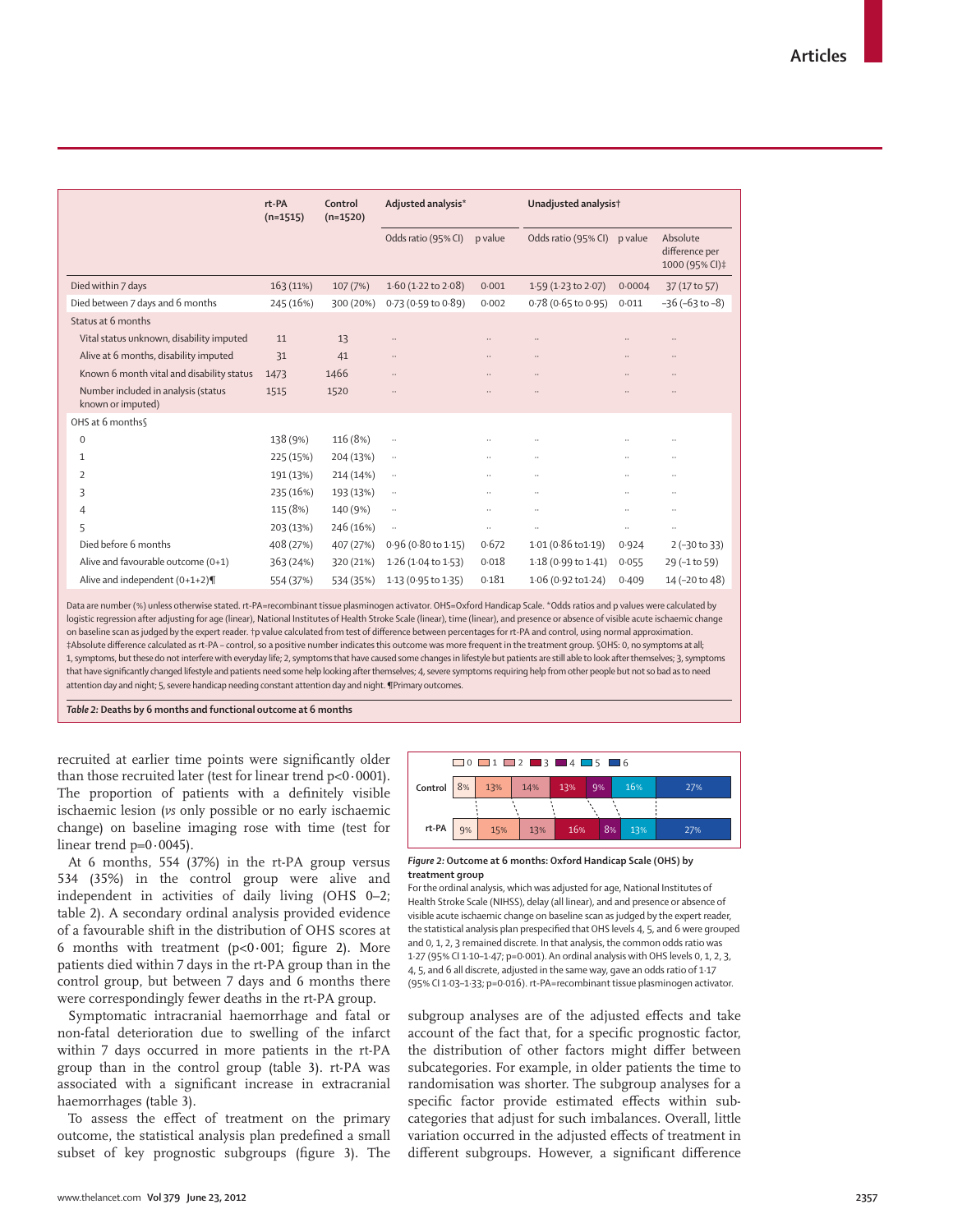| | rt-PA (n=1515) | Control (n=1520) | Adjusted analysis* | | Unadjusted analysis† | | |
|---|---|---|---|---|---|---|---|
| | | | Odds ratio (95% CI) | p value | Odds ratio (95% CI) | p value | Absolute difference per 1000 (95% CI)‡ |
| Died within 7 days | 163 (11%) | 107 (7%) | 1·60 (1·22 to 2·08) | 0·001 | 1·59 (1·23 to 2·07) | 0·0004 | 37 (17 to 57) |
| Died between 7 days and 6 months | 245 (16%) | 300 (20%) | 0·73 (0·59 to 0·89) | 0·002 | 0·78 (0·65 to 0·95) | 0·011 | –36 (–63 to –8) |
| Status at 6 months | | | | | | | |
| Vital status unknown, disability imputed | 11 | 13 | .. | .. | .. | .. | .. |
| Alive at 6 months, disability imputed | 31 | 41 | .. | .. | .. | .. | .. |
| Known 6 month vital and disability status | 1473 | 1466 | .. | .. | .. | .. | .. |
| Number included in analysis (status known or imputed) | 1515 | 1520 | .. | .. | .. | .. | .. |
| OHS at 6 months§ | | | | | | | |
| 0 | 138 (9%) | 116 (8%) | .. | .. | .. | .. | .. |
| 1 | 225 (15%) | 204 (13%) | .. | .. | .. | .. | .. |
| 2 | 191 (13%) | 214 (14%) | .. | .. | .. | .. | .. |
| 3 | 235 (16%) | 193 (13%) | .. | .. | .. | .. | .. |
| 4 | 115 (8%) | 140 (9%) | .. | .. | .. | .. | .. |
| 5 | 203 (13%) | 246 (16%) | .. | .. | .. | .. | .. |
| Died before 6 months | 408 (27%) | 407 (27%) | 0·96 (0·80 to 1·15) | 0·672 | 1·01 (0·86 to1·19) | 0·924 | 2 (–30 to 33) |
| Alive and favourable outcome (0+1) | 363 (24%) | 320 (21%) | 1·26 (1·04 to 1·53) | 0·018 | 1·18 (0·99 to 1·41) | 0·055 | 29 (–1 to 59) |
| Alive and independent (0+1+2)¶ | 554 (37%) | 534 (35%) | 1·13 (0·95 to 1·35) | 0·181 | 1·06 (0·92 to1·24) | 0·409 | 14 (–20 to 48) |

Data are number (%) unless otherwise stated. rt-PA=recombinant tissue plasminogen activator. OHS=Oxford Handicap Scale. *Odds ratios and p values were calculated by logistic regression after adjusting for age (linear), National Institutes of Health Stroke Scale (linear), time (linear), and presence or absence of visible acute ischaemic change on baseline scan as judged by the expert reader. †p value calculated from test of difference between percentages for rt-PA and control, using normal approximation. ‡Absolute difference calculated as rt-PA – control, so a positive number indicates this outcome was more frequent in the treatment group. §OHS: 0, no symptoms at all; 1, symptoms, but these do not interfere with everyday life; 2, symptoms that have caused some changes in lifestyle but patients are still able to look after themselves; 3, symptoms that have significantly changed lifestyle and patients need some help looking after themselves; 4, severe symptoms requiring help from other people but not so bad as to need attention day and night; 5, severe handicap needing constant attention day and night. ¶Primary outcomes.

*Table 2:* **Deaths by 6 months and functional outcome at 6 months**

recruited at earlier time points were significantly older than those recruited later (test for linear trend p<0·0001). The proportion of patients with a definitely visible ischaemic lesion (*vs* only possible or no early ischaemic change) on baseline imaging rose with time (test for linear trend p=0·0045).

At 6 months, 554 (37%) in the rt-PA group versus 534 (35%) in the control group were alive and independent in activities of daily living (OHS 0–2; table 2). A secondary ordinal analysis provided evidence of a favourable shift in the distribution of OHS scores at 6 months with treatment (p<0·001; figure 2). More patients died within 7 days in the rt-PA group than in the control group, but between 7 days and 6 months there were correspondingly fewer deaths in the rt-PA group.

Symptomatic intracranial haemorrhage and fatal or non-fatal deterioration due to swelling of the infarct within 7 days occurred in more patients in the rt-PA group than in the control group (table 3). rt-PA was associated with a significant increase in extracranial haemorrhages (table 3).

To assess the effect of treatment on the primary outcome, the statistical analysis plan predefined a small subset of key prognostic subgroups (figure 3). The subgroup analyses are of the adjusted effects and take account of the fact that, for a specific prognostic factor, the distribution of other factors might differ between subcategories. For example, in older patients the time to randomisation was shorter. The subgroup analyses for a specific factor provide estimated effects within subcategories that adjust for such imbalances. Overall, little variation occurred in the adjusted effects of treatment in different subgroups. However, a significant difference

| | 0 | 1 | 2 | 3 | 4 | 5 | 6 |
|---|---|---|---|---|---|---|---|
| Control | 8% | 13% | 14% | 13% | 9% | 16% | 27% |
| rt-PA | 9% | 15% | 13% | 16% | 8% | 13% | 27% |

*Figure 2:* **Outcome at 6 months: Oxford Handicap Scale (OHS) by treatment group**

For the ordinal analysis, which was adjusted for age, National Institutes of Health Stroke Scale (NIHSS), delay (all linear), and and presence or absence of visible acute ischaemic change on baseline scan as judged by the expert reader, the statistical analysis plan prespecified that OHS levels 4, 5, and 6 were grouped and 0, 1, 2, 3 remained discrete. In that analysis, the common odds ratio was 1·27 (95% CI 1·10–1·47; p=0·001). An ordinal analysis with OHS levels 0, 1, 2, 3, 4, 5, and 6 all discrete, adjusted in the same way, gave an odds ratio of 1·17 (95% CI 1·03–1·33; p=0·016). rt-PA=recombinant tissue plasminogen activator.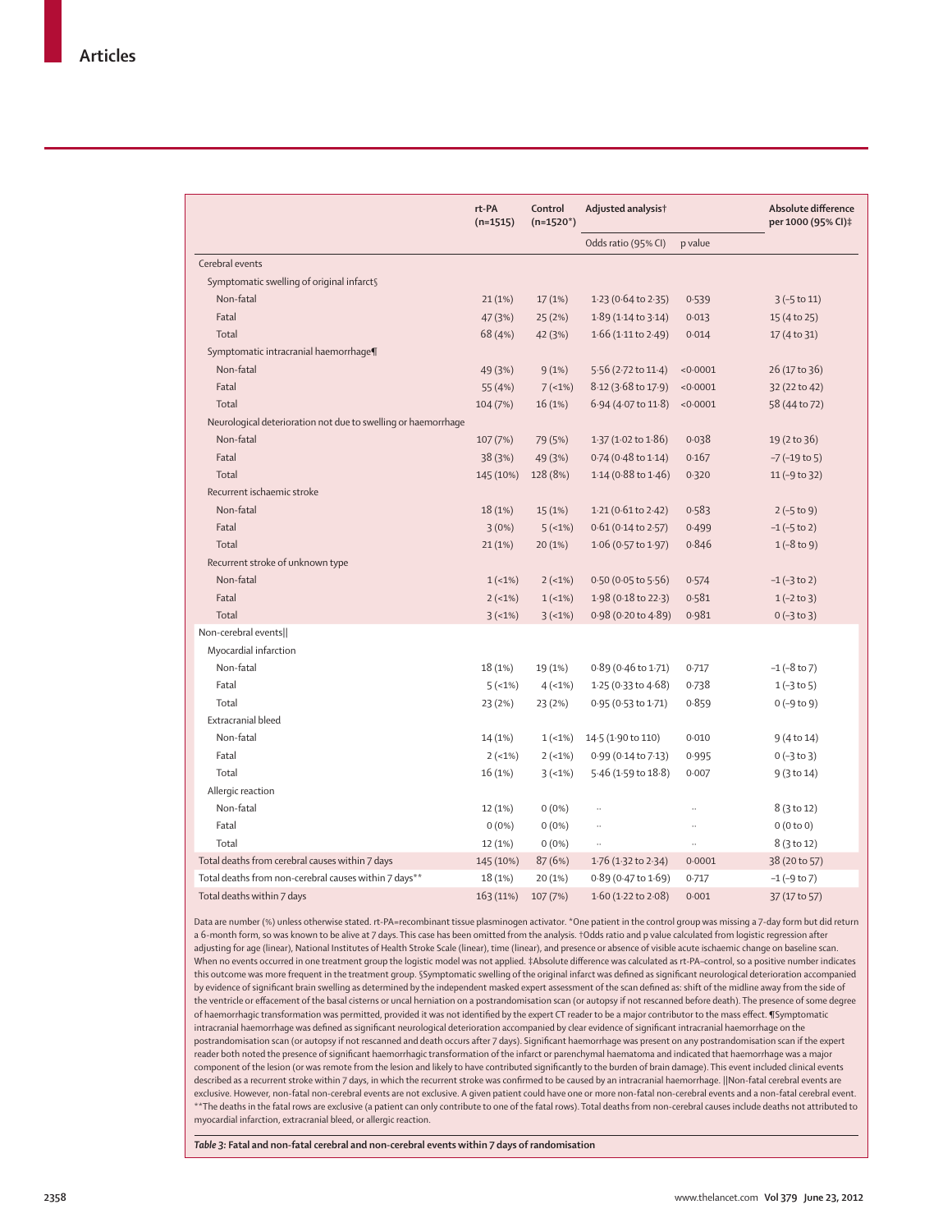| | rt-PA (n=1515) | Control (n=1520*) | Adjusted analysis† | | Absolute difference per 1000 (95% CI)‡ |
|---|---|---|---|---|---|
| | | | Odds ratio (95% CI) | p value | |
| Cerebral events | | | | | |
| Symptomatic swelling of original infarct§ | | | | | |
| Non-fatal | 21 (1%) | 17 (1%) | 1·23 (0·64 to 2·35) | 0·539 | 3 (–5 to 11) |
| Fatal | 47 (3%) | 25 (2%) | 1·89 (1·14 to 3·14) | 0·013 | 15 (4 to 25) |
| Total | 68 (4%) | 42 (3%) | 1·66 (1·11 to 2·49) | 0·014 | 17 (4 to 31) |
| Symptomatic intracranial haemorrhage¶ | | | | | |
| Non-fatal | 49 (3%) | 9 (1%) | 5·56 (2·72 to 11·4) | <0·0001 | 26 (17 to 36) |
| Fatal | 55 (4%) | 7 (<1%) | 8·12 (3·68 to 17·9) | <0·0001 | 32 (22 to 42) |
| Total | 104 (7%) | 16 (1%) | 6·94 (4·07 to 11·8) | <0·0001 | 58 (44 to 72) |
| Neurological deterioration not due to swelling or haemorrhage | | | | | |
| Non-fatal | 107 (7%) | 79 (5%) | 1·37 (1·02 to 1·86) | 0·038 | 19 (2 to 36) |
| Fatal | 38 (3%) | 49 (3%) | 0·74 (0·48 to 1·14) | 0·167 | –7 (–19 to 5) |
| Total | 145 (10%) | 128 (8%) | 1·14 (0·88 to 1·46) | 0·320 | 11 (–9 to 32) |
| Recurrent ischaemic stroke | | | | | |
| Non-fatal | 18 (1%) | 15 (1%) | 1·21 (0·61 to 2·42) | 0·583 | 2 (–5 to 9) |
| Fatal | 3 (0%) | 5 (<1%) | 0·61 (0·14 to 2·57) | 0·499 | –1 (–5 to 2) |
| Total | 21 (1%) | 20 (1%) | 1·06 (0·57 to 1·97) | 0·846 | 1 (–8 to 9) |
| Recurrent stroke of unknown type | | | | | |
| Non-fatal | 1 (<1%) | 2 (<1%) | 0·50 (0·05 to 5·56) | 0·574 | –1 (–3 to 2) |
| Fatal | 2 (<1%) | 1 (<1%) | 1·98 (0·18 to 22·3) | 0·581 | 1 (–2 to 3) |
| Total | 3 (<1%) | 3 (<1%) | 0·98 (0·20 to 4·89) | 0·981 | 0 (–3 to 3) |
| Non-cerebral events‖ | | | | | |
| Myocardial infarction | | | | | |
| Non-fatal | 18 (1%) | 19 (1%) | 0·89 (0·46 to 1·71) | 0·717 | –1 (–8 to 7) |
| Fatal | 5 (<1%) | 4 (<1%) | 1·25 (0·33 to 4·68) | 0·738 | 1 (–3 to 5) |
| Total | 23 (2%) | 23 (2%) | 0·95 (0·53 to 1·71) | 0·859 | 0 (–9 to 9) |
| Extracranial bleed | | | | | |
| Non-fatal | 14 (1%) | 1 (<1%) | 14·5 (1·90 to 110) | 0·010 | 9 (4 to 14) |
| Fatal | 2 (<1%) | 2 (<1%) | 0·99 (0·14 to 7·13) | 0·995 | 0 (–3 to 3) |
| Total | 16 (1%) | 3 (<1%) | 5·46 (1·59 to 18·8) | 0·007 | 9 (3 to 14) |
| Allergic reaction | | | | | |
| Non-fatal | 12 (1%) | 0 (0%) | .. | .. | 8 (3 to 12) |
| Fatal | 0 (0%) | 0 (0%) | .. | .. | 0 (0 to 0) |
| Total | 12 (1%) | 0 (0%) | .. | .. | 8 (3 to 12) |
| Total deaths from cerebral causes within 7 days | 145 (10%) | 87 (6%) | 1·76 (1·32 to 2·34) | 0·0001 | 38 (20 to 57) |
| Total deaths from non-cerebral causes within 7 days** | 18 (1%) | 20 (1%) | 0·89 (0·47 to 1·69) | 0·717 | –1 (–9 to 7) |
| Total deaths within 7 days | 163 (11%) | 107 (7%) | 1·60 (1·22 to 2·08) | 0·001 | 37 (17 to 57) |

Data are number (%) unless otherwise stated. rt-PA=recombinant tissue plasminogen activator. *One patient in the control group was missing a 7-day form but did return a 6-month form, so was known to be alive at 7 days. This case has been omitted from the analysis. †Odds ratio and p value calculated from logistic regression after adjusting for age (linear), National Institutes of Health Stroke Scale (linear), time (linear), and presence or absence of visible acute ischaemic change on baseline scan. When no events occurred in one treatment group the logistic model was not applied. ‡Absolute difference was calculated as rt-PA–control, so a positive number indicates this outcome was more frequent in the treatment group. §Symptomatic swelling of the original infarct was defined as significant neurological deterioration accompanied by evidence of significant brain swelling as determined by the independent masked expert assessment of the scan defined as: shift of the midline away from the side of the ventricle or effacement of the basal cisterns or uncal herniation on a postrandomisation scan (or autopsy if not rescanned before death). The presence of some degree of haemorrhagic transformation was permitted, provided it was not identified by the expert CT reader to be a major contributor to the mass effect. ¶Symptomatic intracranial haemorrhage was defined as significant neurological deterioration accompanied by clear evidence of significant intracranial haemorrhage on the postrandomisation scan (or autopsy if not rescanned and death occurs after 7 days). Significant haemorrhage was present on any postrandomisation scan if the expert reader both noted the presence of significant haemorrhagic transformation of the infarct or parenchymal haematoma and indicated that haemorrhage was a major component of the lesion (or was remote from the lesion and likely to have contributed significantly to the burden of brain damage). This event included clinical events described as a recurrent stroke within 7 days, in which the recurrent stroke was confirmed to be caused by an intracranial haemorrhage. ‖Non-fatal cerebral events are exclusive. However, non-fatal non-cerebral events are not exclusive. A given patient could have one or more non-fatal non-cerebral events and a non-fatal cerebral event. **The deaths in the fatal rows are exclusive (a patient can only contribute to one of the fatal rows). Total deaths from non-cerebral causes include deaths not attributed to myocardial infarction, extracranial bleed, or allergic reaction.

*Table 3:* **Fatal and non-fatal cerebral and non-cerebral events within 7 days of randomisation**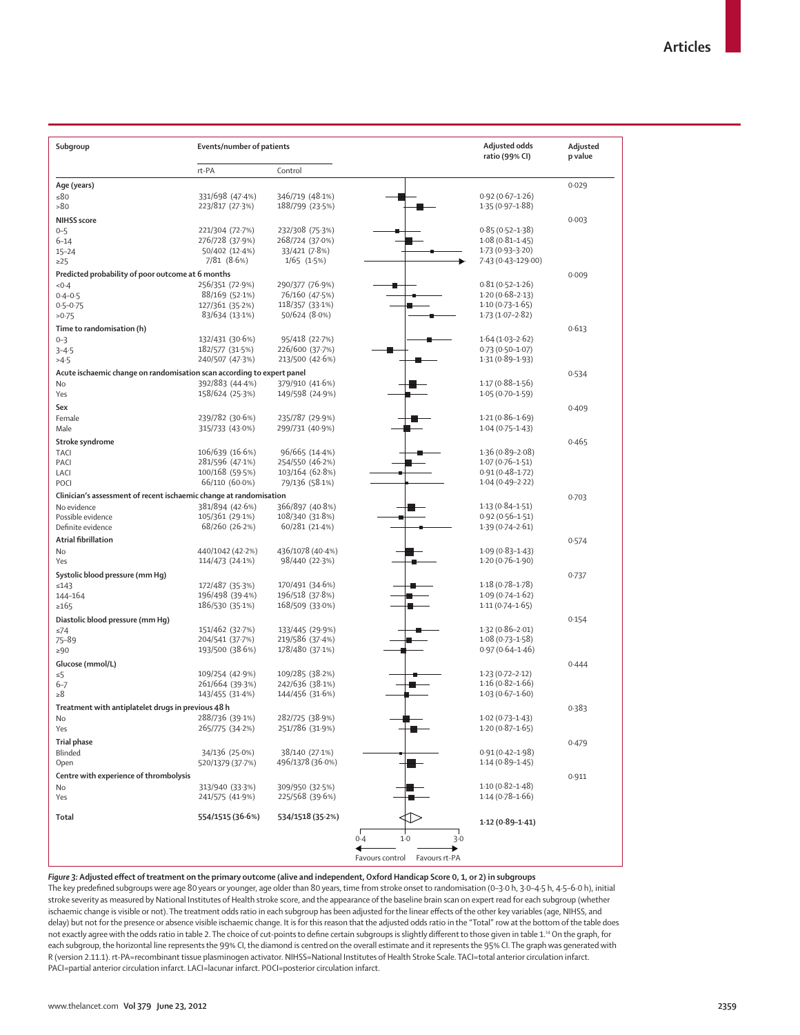| Subgroup | Events/number of patients | | Adjusted odds ratio (99% CI) | Adjusted p value |
|---|---|---|---|---|
| | rt-PA | Control | | |
| **Age (years)** | | | | 0·029 |
| ≤80 | 331/698 (47·4%) | 346/719 (48·1%) | 0·92 (0·67–1·26) | |
| >80 | 223/817 (27·3%) | 188/799 (23·5%) | 1·35 (0·97–1·88) | |
| **NIHSS score** | | | | 0·003 |
| 0–5 | 221/304 (72·7%) | 232/308 (75·3%) | 0·85 (0·52–1·38) | |
| 6–14 | 276/728 (37·9%) | 268/724 (37·0%) | 1·08 (0·81–1·45) | |
| 15–24 | 50/402 (12·4%) | 33/421 (7·8%) | 1·73 (0·93–3·20) | |
| ≥25 | 7/81 (8·6%) | 1/65 (1·5%) | 7·43 (0·43–129·00) | |
| **Predicted probability of poor outcome at 6 months** | | | | 0·009 |
| <0·4 | 256/351 (72·9%) | 290/377 (76·9%) | 0·81 (0·52–1·26) | |
| 0·4–0·5 | 88/169 (52·1%) | 76/160 (47·5%) | 1·20 (0·68–2·13) | |
| 0·5–0·75 | 127/361 (35·2%) | 118/357 (33·1%) | 1·10 (0·73–1·65) | |
| >0·75 | 83/634 (13·1%) | 50/624 (8·0%) | 1·73 (1·07–2·82) | |
| **Time to randomisation (h)** | | | | 0·613 |
| 0–3 | 132/431 (30·6%) | 95/418 (22·7%) | 1·64 (1·03–2·62) | |
| 3–4·5 | 182/577 (31·5%) | 226/600 (37·7%) | 0·73 (0·50–1·07) | |
| >4·5 | 240/507 (47·3%) | 213/500 (42·6%) | 1·31 (0·89–1·93) | |
| **Acute ischaemic change on randomisation scan according to expert panel** | | | | 0·534 |
| No | 392/883 (44·4%) | 379/910 (41·6%) | 1·17 (0·88–1·56) | |
| Yes | 158/624 (25·3%) | 149/598 (24·9%) | 1·05 (0·70–1·59) | |
| **Sex** | | | | 0·409 |
| Female | 239/782 (30·6%) | 235/787 (29·9%) | 1·21 (0·86–1·69) | |
| Male | 315/733 (43·0%) | 299/731 (40·9%) | 1·04 (0·75–1·43) | |
| **Stroke syndrome** | | | | 0·465 |
| TACI | 106/639 (16·6%) | 96/665 (14·4%) | 1·36 (0·89–2·08) | |
| PACI | 281/596 (47·1%) | 254/550 (46·2%) | 1·07 (0·76–1·51) | |
| LACI | 100/168 (59·5%) | 103/164 (62·8%) | 0·91 (0·48–1·72) | |
| POCI | 66/110 (60·0%) | 79/136 (58·1%) | 1·04 (0·49–2·22) | |
| **Clinician's assessment of recent ischaemic change at randomisation** | | | | 0·703 |
| No evidence | 381/894 (42·6%) | 366/897 (40·8%) | 1·13 (0·84–1·51) | |
| Possible evidence | 105/361 (29·1%) | 108/340 (31·8%) | 0·92 (0·56–1·51) | |
| Definite evidence | 68/260 (26·2%) | 60/281 (21·4%) | 1·39 (0·74–2·61) | |
| **Atrial fibrillation** | | | | 0·574 |
| No | 440/1042 (42·2%) | 436/1078 (40·4%) | 1·09 (0·83–1·43) | |
| Yes | 114/473 (24·1%) | 98/440 (22·3%) | 1·20 (0·76–1·90) | |
| **Systolic blood pressure (mm Hg)** | | | | 0·737 |
| ≤143 | 172/487 (35·3%) | 170/491 (34·6%) | 1·18 (0·78–1·78) | |
| 144–164 | 196/498 (39·4%) | 196/518 (37·8%) | 1·09 (0·74–1·62) | |
| ≥165 | 186/530 (35·1%) | 168/509 (33·0%) | 1·11 (0·74–1·65) | |
| **Diastolic blood pressure (mm Hg)** | | | | 0·154 |
| ≤74 | 151/462 (32·7%) | 133/445 (29·9%) | 1·32 (0·86–2·01) | |
| 75–89 | 204/541 (37·7%) | 219/586 (37·4%) | 1·08 (0·73–1·58) | |
| ≥90 | 193/500 (38·6%) | 178/480 (37·1%) | 0·97 (0·64–1·46) | |
| **Glucose (mmol/L)** | | | | 0·444 |
| ≤5 | 109/254 (42·9%) | 109/285 (38·2%) | 1·23 (0·72–2·12) | |
| 6–7 | 261/664 (39·3%) | 242/636 (38·1%) | 1·16 (0·82–1·66) | |
| ≥8 | 143/455 (31·4%) | 144/456 (31·6%) | 1·03 (0·67–1·60) | |
| **Treatment with antiplatelet drugs in previous 48 h** | | | | 0·383 |
| No | 288/736 (39·1%) | 282/725 (38·9%) | 1·02 (0·73–1·43) | |
| Yes | 265/775 (34·2%) | 251/786 (31·9%) | 1·20 (0·87–1·65) | |
| **Trial phase** | | | | 0·479 |
| Blinded | 34/136 (25·0%) | 38/140 (27·1%) | 0·91 (0·42–1·98) | |
| Open | 520/1379 (37·7%) | 496/1378 (36·0%) | 1·14 (0·89–1·45) | |
| **Centre with experience of thrombolysis** | | | | 0·911 |
| No | 313/940 (33·3%) | 309/950 (32·5%) | 1·10 (0·82–1·48) | |
| Yes | 241/575 (41·9%) | 225/568 (39·6%) | 1·14 (0·78–1·66) | |
| **Total** | **554/1515 (36·6%)** | **534/1518 (35·2%)** | **1·12 (0·89–1·41)** | |

Axis: 0·4, 1·0, 3·0 — Favours control ← → Favours rt-PA

***Figure 3:* Adjusted effect of treatment on the primary outcome (alive and independent, Oxford Handicap Score 0, 1, or 2) in subgroups**

The key predefined subgroups were age 80 years or younger, age older than 80 years, time from stroke onset to randomisation (0–3·0 h, 3·0–4·5 h, 4·5–6·0 h), initial stroke severity as measured by National Institutes of Health stroke score, and the appearance of the baseline brain scan on expert read for each subgroup (whether ischaemic change is visible or not). The treatment odds ratio in each subgroup has been adjusted for the linear effects of the other key variables (age, NIHSS, and delay) but not for the presence or absence visible ischaemic change. It is for this reason that the adjusted odds ratio in the "Total" row at the bottom of the table does not exactly agree with the odds ratio in table 2. The choice of cut-points to define certain subgroups is slightly different to those given in table 1.[14] On the graph, for each subgroup, the horizontal line represents the 99% CI, the diamond is centred on the overall estimate and it represents the 95% CI. The graph was generated with R (version 2.11.1). rt-PA=recombinant tissue plasminogen activator. NIHSS=National Institutes of Health Stroke Scale. TACI=total anterior circulation infarct. PACI=partial anterior circulation infarct. LACI=lacunar infarct. POCI=posterior circulation infarct.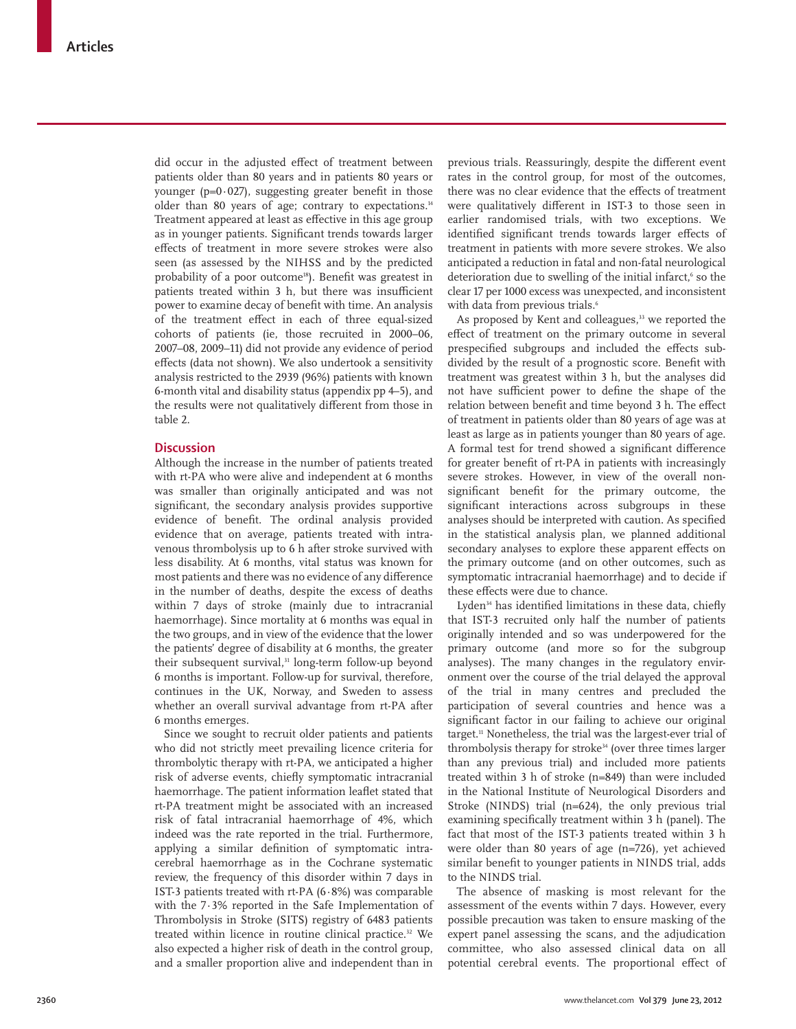did occur in the adjusted effect of treatment between patients older than 80 years and in patients 80 years or younger (p=0·027), suggesting greater benefit in those older than 80 years of age; contrary to expectations.[14] Treatment appeared at least as effective in this age group as in younger patients. Significant trends towards larger effects of treatment in more severe strokes were also seen (as assessed by the NIHSS and by the predicted probability of a poor outcome[18]). Benefit was greatest in patients treated within 3 h, but there was insufficient power to examine decay of benefit with time. An analysis of the treatment effect in each of three equal-sized cohorts of patients (ie, those recruited in 2000–06, 2007–08, 2009–11) did not provide any evidence of period effects (data not shown). We also undertook a sensitivity analysis restricted to the 2939 (96%) patients with known 6-month vital and disability status (appendix pp 4–5), and the results were not qualitatively different from those in table 2.

## Discussion

Although the increase in the number of patients treated with rt-PA who were alive and independent at 6 months was smaller than originally anticipated and was not significant, the secondary analysis provides supportive evidence of benefit. The ordinal analysis provided evidence that on average, patients treated with intravenous thrombolysis up to 6 h after stroke survived with less disability. At 6 months, vital status was known for most patients and there was no evidence of any difference in the number of deaths, despite the excess of deaths within 7 days of stroke (mainly due to intracranial haemorrhage). Since mortality at 6 months was equal in the two groups, and in view of the evidence that the lower the patients' degree of disability at 6 months, the greater their subsequent survival,[31] long-term follow-up beyond 6 months is important. Follow-up for survival, therefore, continues in the UK, Norway, and Sweden to assess whether an overall survival advantage from rt-PA after 6 months emerges.

Since we sought to recruit older patients and patients who did not strictly meet prevailing licence criteria for thrombolytic therapy with rt-PA, we anticipated a higher risk of adverse events, chiefly symptomatic intracranial haemorrhage. The patient information leaflet stated that rt-PA treatment might be associated with an increased risk of fatal intracranial haemorrhage of 4%, which indeed was the rate reported in the trial. Furthermore, applying a similar definition of symptomatic intracerebral haemorrhage as in the Cochrane systematic review, the frequency of this disorder within 7 days in IST-3 patients treated with rt-PA (6·8%) was comparable with the 7·3% reported in the Safe Implementation of Thrombolysis in Stroke (SITS) registry of 6483 patients treated within licence in routine clinical practice.[32] We also expected a higher risk of death in the control group, and a smaller proportion alive and independent than in previous trials. Reassuringly, despite the different event rates in the control group, for most of the outcomes, there was no clear evidence that the effects of treatment were qualitatively different in IST-3 to those seen in earlier randomised trials, with two exceptions. We identified significant trends towards larger effects of treatment in patients with more severe strokes. We also anticipated a reduction in fatal and non-fatal neurological deterioration due to swelling of the initial infarct,[6] so the clear 17 per 1000 excess was unexpected, and inconsistent with data from previous trials.[6]

As proposed by Kent and colleagues,[33] we reported the effect of treatment on the primary outcome in several prespecified subgroups and included the effects subdivided by the result of a prognostic score. Benefit with treatment was greatest within 3 h, but the analyses did not have sufficient power to define the shape of the relation between benefit and time beyond 3 h. The effect of treatment in patients older than 80 years of age was at least as large as in patients younger than 80 years of age. A formal test for trend showed a significant difference for greater benefit of rt-PA in patients with increasingly severe strokes. However, in view of the overall non-significant benefit for the primary outcome, the significant interactions across subgroups in these analyses should be interpreted with caution. As specified in the statistical analysis plan, we planned additional secondary analyses to explore these apparent effects on the primary outcome (and on other outcomes, such as symptomatic intracranial haemorrhage) and to decide if these effects were due to chance.

Lyden[34] has identified limitations in these data, chiefly that IST-3 recruited only half the number of patients originally intended and so was underpowered for the primary outcome (and more so for the subgroup analyses). The many changes in the regulatory environment over the course of the trial delayed the approval of the trial in many centres and precluded the participation of several countries and hence was a significant factor in our failing to achieve our original target.[11] Nonetheless, the trial was the largest-ever trial of thrombolysis therapy for stroke[34] (over three times larger than any previous trial) and included more patients treated within 3 h of stroke (n=849) than were included in the National Institute of Neurological Disorders and Stroke (NINDS) trial (n=624), the only previous trial examining specifically treatment within 3 h (panel). The fact that most of the IST-3 patients treated within 3 h were older than 80 years of age (n=726), yet achieved similar benefit to younger patients in NINDS trial, adds to the NINDS trial.

The absence of masking is most relevant for the assessment of the events within 7 days. However, every possible precaution was taken to ensure masking of the expert panel assessing the scans, and the adjudication committee, who also assessed clinical data on all potential cerebral events. The proportional effect of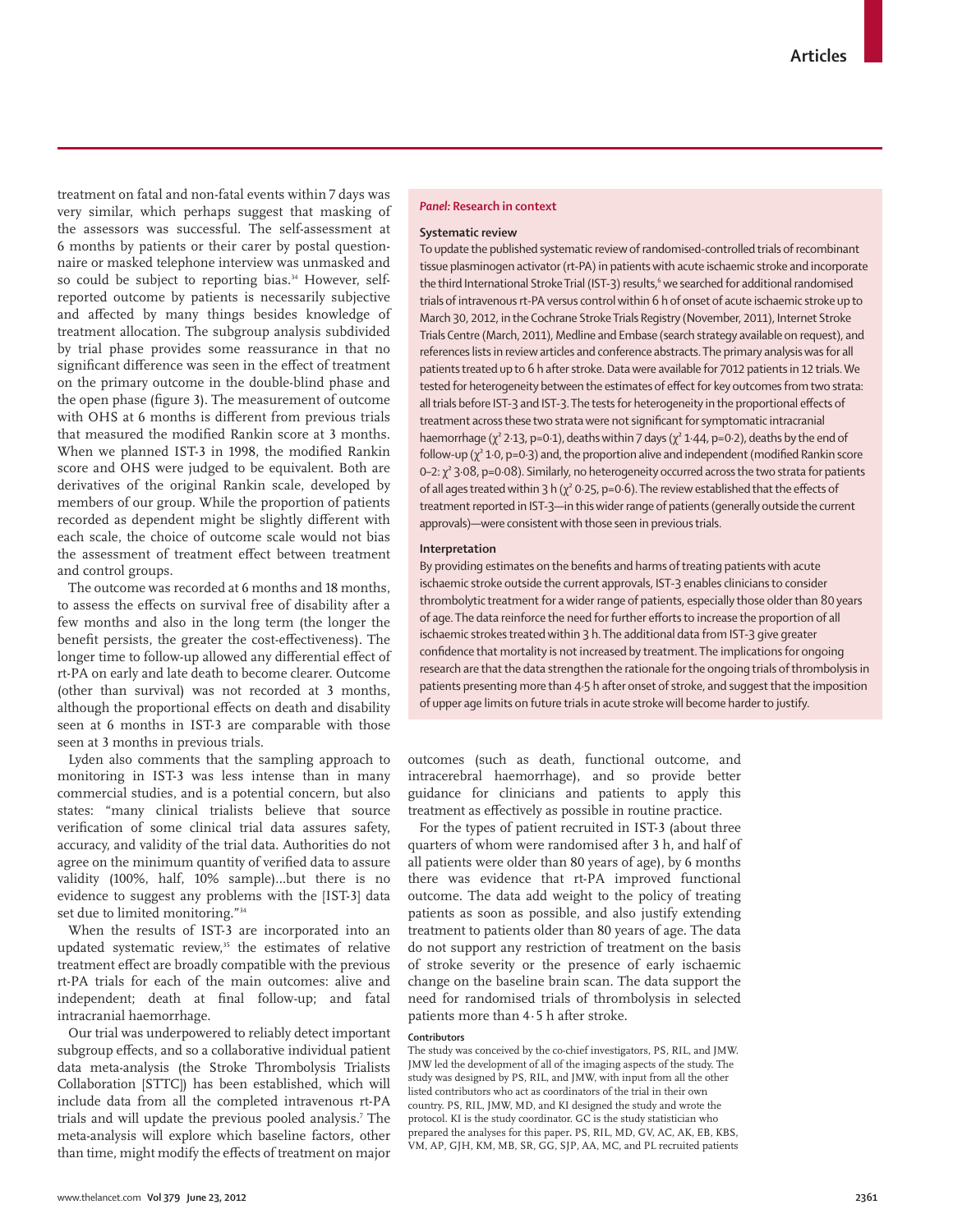treatment on fatal and non-fatal events within 7 days was very similar, which perhaps suggest that masking of the assessors was successful. The self-assessment at 6 months by patients or their carer by postal questionnaire or masked telephone interview was unmasked and so could be subject to reporting bias.[34] However, self-reported outcome by patients is necessarily subjective and affected by many things besides knowledge of treatment allocation. The subgroup analysis subdivided by trial phase provides some reassurance in that no significant difference was seen in the effect of treatment on the primary outcome in the double-blind phase and the open phase (figure 3). The measurement of outcome with OHS at 6 months is different from previous trials that measured the modified Rankin score at 3 months. When we planned IST-3 in 1998, the modified Rankin score and OHS were judged to be equivalent. Both are derivatives of the original Rankin scale, developed by members of our group. While the proportion of patients recorded as dependent might be slightly different with each scale, the choice of outcome scale would not bias the assessment of treatment effect between treatment and control groups.

The outcome was recorded at 6 months and 18 months, to assess the effects on survival free of disability after a few months and also in the long term (the longer the benefit persists, the greater the cost-effectiveness). The longer time to follow-up allowed any differential effect of rt-PA on early and late death to become clearer. Outcome (other than survival) was not recorded at 3 months, although the proportional effects on death and disability seen at 6 months in IST-3 are comparable with those seen at 3 months in previous trials.

Lyden also comments that the sampling approach to monitoring in IST-3 was less intense than in many commercial studies, and is a potential concern, but also states: "many clinical trialists believe that source verification of some clinical trial data assures safety, accuracy, and validity of the trial data. Authorities do not agree on the minimum quantity of verified data to assure validity (100%, half, 10% sample)...but there is no evidence to suggest any problems with the [IST-3] data set due to limited monitoring."[34]

When the results of IST-3 are incorporated into an updated systematic review,[35] the estimates of relative treatment effect are broadly compatible with the previous rt-PA trials for each of the main outcomes: alive and independent; death at final follow-up; and fatal intracranial haemorrhage.

Our trial was underpowered to reliably detect important subgroup effects, and so a collaborative individual patient data meta-analysis (the Stroke Thrombolysis Trialists Collaboration [STTC]) has been established, which will include data from all the completed intravenous rt-PA trials and will update the previous pooled analysis.[7] The meta-analysis will explore which baseline factors, other than time, might modify the effects of treatment on major outcomes (such as death, functional outcome, and intracerebral haemorrhage), and so provide better guidance for clinicians and patients to apply this treatment as effectively as possible in routine practice.

For the types of patient recruited in IST-3 (about three quarters of whom were randomised after 3 h, and half of all patients were older than 80 years of age), by 6 months there was evidence that rt-PA improved functional outcome. The data add weight to the policy of treating patients as soon as possible, and also justify extending treatment to patients older than 80 years of age. The data do not support any restriction of treatment on the basis of stroke severity or the presence of early ischaemic change on the baseline brain scan. The data support the need for randomised trials of thrombolysis in selected patients more than 4·5 h after stroke.

## *Panel:* Research in context

### Systematic review

To update the published systematic review of randomised-controlled trials of recombinant tissue plasminogen activator (rt-PA) in patients with acute ischaemic stroke and incorporate the third International Stroke Trial (IST-3) results,[6] we searched for additional randomised trials of intravenous rt-PA versus control within 6 h of onset of acute ischaemic stroke up to March 30, 2012, in the Cochrane Stroke Trials Registry (November, 2011), Internet Stroke Trials Centre (March, 2011), Medline and Embase (search strategy available on request), and references lists in review articles and conference abstracts. The primary analysis was for all patients treated up to 6 h after stroke. Data were available for 7012 patients in 12 trials. We tested for heterogeneity between the estimates of effect for key outcomes from two strata: all trials before IST-3 and IST-3. The tests for heterogeneity in the proportional effects of treatment across these two strata were not significant for symptomatic intracranial haemorrhage ($\chi^2$ 2·13, p=0·1), deaths within 7 days ($\chi^2$ 1·44, p=0·2), deaths by the end of follow-up ($\chi^2$ 1·0, p=0·3) and, the proportion alive and independent (modified Rankin score 0–2: $\chi^2$ 3·08, p=0·08). Similarly, no heterogeneity occurred across the two strata for patients of all ages treated within 3 h ($\chi^2$ 0·25, p=0·6). The review established that the effects of treatment reported in IST-3—in this wider range of patients (generally outside the current approvals)—were consistent with those seen in previous trials.

### Interpretation

By providing estimates on the benefits and harms of treating patients with acute ischaemic stroke outside the current approvals, IST-3 enables clinicians to consider thrombolytic treatment for a wider range of patients, especially those older than 80 years of age. The data reinforce the need for further efforts to increase the proportion of all ischaemic strokes treated within 3 h. The additional data from IST-3 give greater confidence that mortality is not increased by treatment. The implications for ongoing research are that the data strengthen the rationale for the ongoing trials of thrombolysis in patients presenting more than 4·5 h after onset of stroke, and suggest that the imposition of upper age limits on future trials in acute stroke will become harder to justify.

### Contributors

The study was conceived by the co-chief investigators, PS, RIL, and JMW. JMW led the development of all of the imaging aspects of the study. The study was designed by PS, RIL, and JMW, with input from all the other listed contributors who act as coordinators of the trial in their own country. PS, RIL, JMW, MD, and KI designed the study and wrote the protocol. KI is the study coordinator. GC is the study statistician who prepared the analyses for this paper. PS, RIL, MD, GV, AC, AK, EB, KBS, VM, AP, GJH, KM, MB, SR, GG, SJP, AA, MC, and PL recruited patients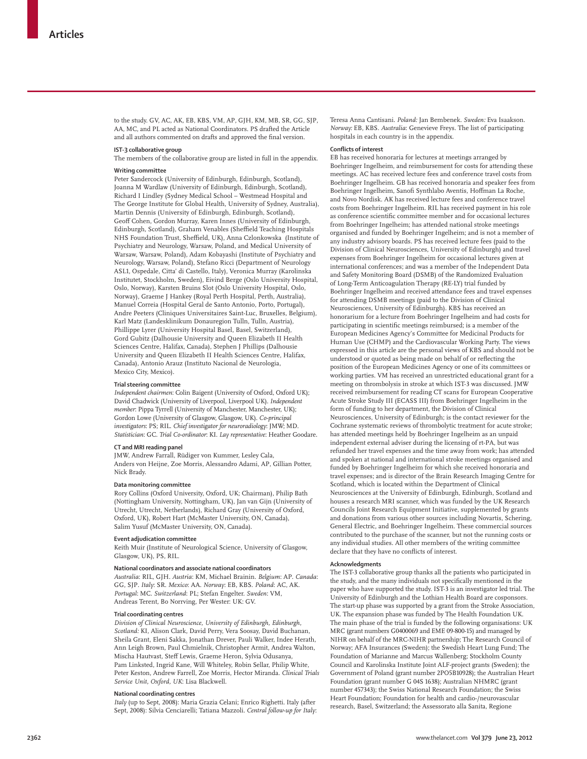to the study. GV, AC, AK, EB, KBS, VM, AP, GJH, KM, MB, SR, GG, SJP, AA, MC, and PL acted as National Coordinators. PS drafted the Article and all authors commented on drafts and approved the final version.

#### IST-3 collaborative group

The members of the collaborative group are listed in full in the appendix.

#### Writing committee

Peter Sandercock (University of Edinburgh, Edinburgh, Scotland), Joanna M Wardlaw (University of Edinburgh, Edinburgh, Scotland), Richard I Lindley (Sydney Medical School – Westmead Hospital and The George Institute for Global Health, University of Sydney, Australia), Martin Dennis (University of Edinburgh, Edinburgh, Scotland), Geoff Cohen, Gordon Murray, Karen Innes (University of Edinburgh, Edinburgh, Scotland), Graham Venables (Sheffield Teaching Hospitals NHS Foundation Trust, Sheffield, UK), Anna Czlonkowska (Institute of Psychiatry and Neurology, Warsaw, Poland, and Medical University of Warsaw, Warsaw, Poland), Adam Kobayashi (Institute of Psychiatry and Neurology, Warsaw, Poland), Stefano Ricci (Department of Neurology ASL1, Ospedale, Citta' di Castello, Italy), Veronica Murray (Karolinska Institutet, Stockholm, Sweden), Eivind Berge (Oslo University Hospital, Oslo, Norway), Karsten Bruins Slot (Oslo University Hospital, Oslo, Norway), Graeme J Hankey (Royal Perth Hospital, Perth, Australia), Manuel Correia (Hospital Geral de Santo Antonio, Porto, Portugal), Andre Peeters (Cliniques Universitaires Saint-Luc, Bruxelles, Belgium), Karl Matz (Landesklinikum Donauregion Tulln, Tulln, Austria), Phillippe Lyrer (University Hospital Basel, Basel, Switzerland), Gord Gubitz (Dalhousie University and Queen Elizabeth II Health Sciences Centre, Halifax, Canada), Stephen J Phillips (Dalhousie University and Queen Elizabeth II Health Sciences Centre, Halifax, Canada), Antonio Arauz (Instituto Nacional de Neurologia, Mexico City, Mexico).

#### Trial steering committee

*Independent chairmen*: Colin Baigent (University of Oxford, Oxford UK); David Chadwick (University of Liverpool, Liverpool UK). *Independent member*: Pippa Tyrrell (University of Manchester, Manchester, UK); Gordon Lowe (University of Glasgow, Glasgow, UK). *Co-principal investigators*: PS; RIL. *Chief investigator for neuroradiology*: JMW; MD. *Statistician*: GC. *Trial Co-ordinator*: KI. *Lay representative*: Heather Goodare.

#### CT and MRI reading panel

JMW, Andrew Farrall, Rüdiger von Kummer, Lesley Cala, Anders von Heijne, Zoe Morris, Alessandro Adami, AP, Gillian Potter, Nick Brady.

#### Data monitoring committee

Rory Collins (Oxford University, Oxford, UK; Chairman), Philip Bath (Nottingham University, Nottingham, UK), Jan van Gijn (University of Utrecht, Utrecht, Netherlands), Richard Gray (University of Oxford, Oxford, UK), Robert Hart (McMaster University, ON, Canada), Salim Yusuf (McMaster University, ON, Canada).

#### Event adjudication committee

Keith Muir (Institute of Neurological Science, University of Glasgow, Glasgow, UK), PS, RIL.

#### National coordinators and associate national coordinators

*Australia*: RIL, GJH. *Austria*: KM, Michael Brainin. *Belgium*: AP. *Canada*: GG, SJP. *Italy*: SR. *Mexico*: AA. *Norway*: EB, KBS. *Poland*: AC, AK. *Portugal*: MC. *Switzerland*: PL; Stefan Engelter. *Sweden*: VM, Andreas Terent, Bo Norrving, Per Wester: UK: GV.

#### Trial coordinating centres

*Division of Clinical Neuroscience, University of Edinburgh, Edinburgh, Scotland:* KI, Alison Clark, David Perry, Vera Soosay, David Buchanan, Sheila Grant, Eleni Sakka, Jonathan Drever, Pauli Walker, Indee Herath, Ann Leigh Brown, Paul Chmielnik, Christopher Armit, Andrea Walton, Mischa Hautvast, Steff Lewis, Graeme Heron, Sylvia Odusanya, Pam Linksted, Ingrid Kane, Will Whiteley, Robin Sellar, Philip White, Peter Keston, Andrew Farrell, Zoe Morris, Hector Miranda. *Clinical Trials Service Unit, Oxford, UK*: Lisa Blackwell.

#### National coordinating centres

*Italy* (up to Sept, 2008): Maria Grazia Celani; Enrico Righetti. Italy (after Sept, 2008): Silvia Cenciarelli; Tatiana Mazzoli. *Central follow-up for Italy*: Teresa Anna Cantisani. *Poland:* Jan Bembenek. *Sweden:* Eva Isaakson. *Norway:* EB, KBS. *Australia*: Genevieve Freys. The list of participating hospitals in each country is in the appendix.

#### Conflicts of interest

EB has received honoraria for lectures at meetings arranged by Boehringer Ingelheim, and reimbursement for costs for attending these meetings. AC has received lecture fees and conference travel costs from Boehringer Ingelheim. GB has received honoraria and speaker fees from Boehringer Ingelheim, Sanofi Synthlabo Aventis, Hoffman La Roche, and Novo Nordisk. AK has received lecture fees and conference travel costs from Boehringer Ingelheim. RIL has received payment in his role as conference scientific committee member and for occasional lectures from Boehringer Ingelheim; has attended national stroke meetings organised and funded by Boehringer Ingelheim; and is not a member of any industry advisory boards. PS has received lecture fees (paid to the Division of Clinical Neurosciences, University of Edinburgh) and travel expenses from Boehringer Ingelheim for occasional lectures given at international conferences; and was a member of the Independent Data and Safety Monitoring Board (DSMB) of the Randomized Evaluation of Long-Term Anticoagulation Therapy (RE-LY) trial funded by Boehringer Ingelheim and received attendance fees and travel expenses for attending DSMB meetings (paid to the Division of Clinical Neurosciences, University of Edinburgh). KBS has received an honorarium for a lecture from Boehringer Ingelheim and had costs for participating in scientific meetings reimbursed; is a member of the European Medicines Agency's Committee for Medicinal Products for Human Use (CHMP) and the Cardiovascular Working Party. The views expressed in this article are the personal views of KBS and should not be understood or quoted as being made on behalf of or reflecting the position of the European Medicines Agency or one of its committees or working parties. VM has received an unrestricted educational grant for a meeting on thrombolysis in stroke at which IST-3 was discussed. JMW received reimbursement for reading CT scans for European Cooperative Acute Stroke Study III (ECASS III) from Boehringer Ingelheim in the form of funding to her department, the Division of Clinical Neurosciences, University of Edinburgh; is the contact reviewer for the Cochrane systematic reviews of thrombolytic treatment for acute stroke; has attended meetings held by Boehringer Ingelheim as an unpaid independent external adviser during the licensing of rt-PA, but was refunded her travel expenses and the time away from work; has attended and spoken at national and international stroke meetings organised and funded by Boehringer Ingelheim for which she received honoraria and travel expenses; and is director of the Brain Research Imaging Centre for Scotland, which is located within the Department of Clinical Neurosciences at the University of Edinburgh, Edinburgh, Scotland and houses a research MRI scanner, which was funded by the UK Research Councils Joint Research Equipment Initiative, supplemented by grants and donations from various other sources including Novartis, Schering, General Electric, and Boehringer Ingelheim. These commercial sources contributed to the purchase of the scanner, but not the running costs or any individual studies. All other members of the writing committee declare that they have no conflicts of interest.

#### Acknowledgments

The IST-3 collaborative group thanks all the patients who participated in the study, and the many individuals not specifically mentioned in the paper who have supported the study. IST-3 is an investigator led trial. The University of Edinburgh and the Lothian Health Board are cosponsors. The start-up phase was supported by a grant from the Stroke Association, UK. The expansion phase was funded by The Health Foundation UK. The main phase of the trial is funded by the following organisations: UK MRC (grant numbers G0400069 and EME 09-800-15) and managed by NIHR on behalf of the MRC-NIHR partnership; The Research Council of Norway; AFA Insurances (Sweden); the Swedish Heart Lung Fund; The Foundation of Marianne and Marcus Wallenberg; Stockholm County Council and Karolinska Institute Joint ALF-project grants (Sweden); the Government of Poland (grant number 2PO5B10928); the Australian Heart Foundation (grant number G 04S 1638); Australian NHMRC (grant number 457343); the Swiss National Research Foundation; the Swiss Heart Foundation; Foundation for health and cardio-/neurovascular research, Basel, Switzerland; the Assessorato alla Sanita, Regione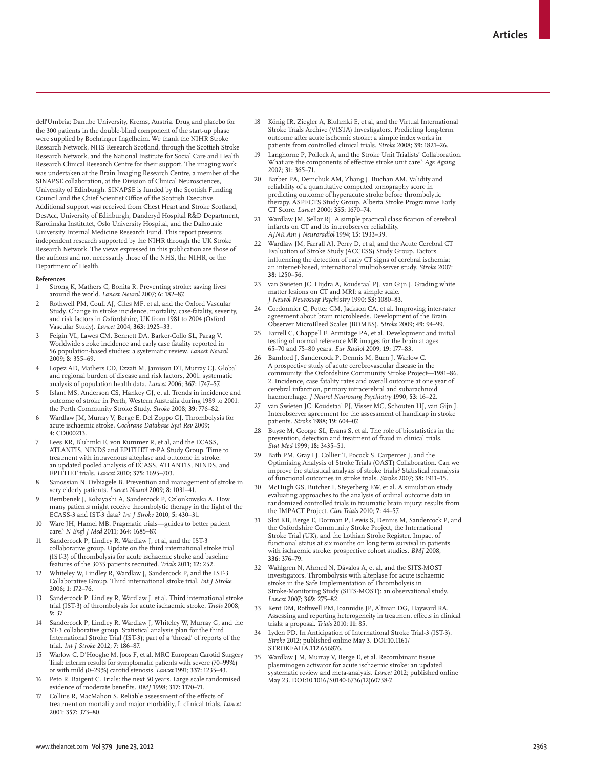dell'Umbria; Danube University, Krems, Austria. Drug and placebo for the 300 patients in the double-blind component of the start-up phase were supplied by Boehringer Ingelheim. We thank the NIHR Stroke Research Network, NHS Research Scotland, through the Scottish Stroke Research Network, and the National Institute for Social Care and Health Research Clinical Research Centre for their support. The imaging work was undertaken at the Brain Imaging Research Centre, a member of the SINAPSE collaboration, at the Division of Clinical Neurosciences, University of Edinburgh. SINAPSE is funded by the Scottish Funding Council and the Chief Scientist Office of the Scottish Executive. Additional support was received from Chest Heart and Stroke Scotland, DesAcc, University of Edinburgh, Danderyd Hospital R&D Department, Karolinska Institutet, Oslo University Hospital, and the Dalhousie University Internal Medicine Research Fund. This report presents independent research supported by the NIHR through the UK Stroke Research Network. The views expressed in this publication are those of the authors and not necessarily those of the NHS, the NIHR, or the Department of Health.

#### References

1. Strong K, Mathers C, Bonita R. Preventing stroke: saving lives around the world. *Lancet Neurol* 2007; **6:** 182–87.
2. Rothwell PM, Coull AJ, Giles MF, et al, and the Oxford Vascular Study. Change in stroke incidence, mortality, case-fatality, severity, and risk factors in Oxfordshire, UK from 1981 to 2004 (Oxford Vascular Study). *Lancet* 2004; **363:** 1925–33.
3. Feigin VL, Lawes CM, Bennett DA, Barker-Collo SL, Parag V. Worldwide stroke incidence and early case fatality reported in 56 population-based studies: a systematic review. *Lancet Neurol* 2009; **8:** 355–69.
4. Lopez AD, Mathers CD, Ezzati M, Jamison DT, Murray CJ. Global and regional burden of disease and risk factors, 2001: systematic analysis of population health data. *Lancet* 2006; **367:** 1747–57.
5. Islam MS, Anderson CS, Hankey GJ, et al. Trends in incidence and outcome of stroke in Perth, Western Australia during 1989 to 2001: the Perth Community Stroke Study. *Stroke* 2008; **39:** 776–82.
6. Wardlaw JM, Murray V, Berge E, Del Zoppo GJ. Thrombolysis for acute ischaemic stroke. *Cochrane Database Syst Rev* 2009; **4:** CD000213.
7. Lees KR, Bluhmki E, von Kummer R, et al, and the ECASS, ATLANTIS, NINDS and EPITHET rt-PA Study Group. Time to treatment with intravenous alteplase and outcome in stroke: an updated pooled analysis of ECASS, ATLANTIS, NINDS, and EPITHET trials. *Lancet* 2010; **375:** 1695–703.
8. Sanossian N, Ovbiagele B. Prevention and management of stroke in very elderly patients. *Lancet Neurol* 2009; **8:** 1031–41.
9. Bembenek J, Kobayashi A, Sandercock P, Czlonkowska A. How many patients might receive thrombolytic therapy in the light of the ECASS-3 and IST-3 data? *Int J Stroke* 2010; **5:** 430–31.
10. Ware JH, Hamel MB. Pragmatic trials—guides to better patient care? *N Engl J Med* 2011; **364:** 1685–87.
11. Sandercock P, Lindley R, Wardlaw J, et al, and the IST-3 collaborative group. Update on the third international stroke trial (IST-3) of thrombolysis for acute ischaemic stroke and baseline features of the 3035 patients recruited. *Trials* 2011; **12:** 252.
12. Whiteley W, Lindley R, Wardlaw J, Sandercock P, and the IST-3 Collaborative Group. Third international stroke trial. *Int J Stroke* 2006; **1:** 172–76.
13. Sandercock P, Lindley R, Wardlaw J, et al. Third international stroke trial (IST-3) of thrombolysis for acute ischaemic stroke. *Trials* 2008; **9:** 37.
14. Sandercock P, Lindley R, Wardlaw J, Whiteley W, Murray G, and the IST-3 collaborative group. Statistical analysis plan for the third International Stroke Trial (IST-3); part of a 'thread' of reports of the trial. *Int J Stroke* 2012; **7:** 186–87.
15. Warlow C, D'Hooghe M, Joos F, et al. MRC European Carotid Surgery Trial: interim results for symptomatic patients with severe (70–99%) or with mild (0–29%) carotid stenosis. *Lancet* 1991; **337:** 1235–43.
16. Peto R, Baigent C. Trials: the next 50 years. Large scale randomised evidence of moderate benefits. *BMJ* 1998; **317:** 1170–71.
17. Collins R, MacMahon S. Reliable assessment of the effects of treatment on mortality and major morbidity, I: clinical trials. *Lancet* 2001; **357:** 373–80.
18. König IR, Ziegler A, Bluhmki E, et al, and the Virtual International Stroke Trials Archive (VISTA) Investigators. Predicting long-term outcome after acute ischemic stroke: a simple index works in patients from controlled clinical trials. *Stroke* 2008; **39:** 1821–26.
19. Langhorne P, Pollock A, and the Stroke Unit Trialists' Collaboration. What are the components of effective stroke unit care? *Age Ageing* 2002; **31:** 365–71.
20. Barber PA, Demchuk AM, Zhang J, Buchan AM. Validity and reliability of a quantitative computed tomography score in predicting outcome of hyperacute stroke before thrombolytic therapy. ASPECTS Study Group. Alberta Stroke Programme Early CT Score. *Lancet* 2000; **355:** 1670–74.
21. Wardlaw JM, Sellar RJ. A simple practical classification of cerebral infarcts on CT and its interobserver reliability. *AJNR Am J Neuroradiol* 1994; **15:** 1933–39.
22. Wardlaw JM, Farrall AJ, Perry D, et al, and the Acute Cerebral CT Evaluation of Stroke Study (ACCESS) Study Group. Factors influencing the detection of early CT signs of cerebral ischemia: an internet-based, international multiobserver study. *Stroke* 2007; **38:** 1250–56.
23. van Swieten JC, Hijdra A, Koudstaal PJ, van Gijn J. Grading white matter lesions on CT and MRI: a simple scale. *J Neurol Neurosurg Psychiatry* 1990; **53:** 1080–83.
24. Cordonnier C, Potter GM, Jackson CA, et al. Improving inter-rater agreement about brain microbleeds. Development of the Brain Observer MicroBleed Scales (BOMBS). *Stroke* 2009; **49:** 94–99.
25. Farrell C, Chappell F, Armitage PA, et al. Development and initial testing of normal reference MR images for the brain at ages 65–70 and 75–80 years. *Eur Radiol* 2009; **19:** 177–83.
26. Bamford J, Sandercock P, Dennis M, Burn J, Warlow C. A prospective study of acute cerebrovascular disease in the community: the Oxfordshire Community Stroke Project—1981–86. 2. Incidence, case fatality rates and overall outcome at one year of cerebral infarction, primary intracerebral and subarachnoid haemorrhage. *J Neurol Neurosurg Psychiatry* 1990; **53:** 16–22.
27. van Swieten JC, Koudstaal PJ, Visser MC, Schouten HJ, van Gijn J. Interobserver agreement for the assessment of handicap in stroke patients. *Stroke* 1988; **19:** 604–07.
28. Buyse M, George SL, Evans S, et al. The role of biostatistics in the prevention, detection and treatment of fraud in clinical trials. *Stat Med* 1999; **18:** 3435–51.
29. Bath PM, Gray LJ, Collier T, Pocock S, Carpenter J, and the Optimising Analysis of Stroke Trials (OAST) Collaboration. Can we improve the statistical analysis of stroke trials? Statistical reanalysis of functional outcomes in stroke trials. *Stroke* 2007; **38:** 1911–15.
30. McHugh GS, Butcher I, Steyerberg EW, et al. A simulation study evaluating approaches to the analysis of ordinal outcome data in randomized controlled trials in traumatic brain injury: results from the IMPACT Project. *Clin Trials* 2010; **7:** 44–57.
31. Slot KB, Berge E, Dorman P, Lewis S, Dennis M, Sandercock P, and the Oxfordshire Community Stroke Project, the International Stroke Trial (UK), and the Lothian Stroke Register. Impact of functional status at six months on long term survival in patients with ischaemic stroke: prospective cohort studies. *BMJ* 2008; **336:** 376–79.
32. Wahlgren N, Ahmed N, Dávalos A, et al, and the SITS-MOST investigators. Thrombolysis with alteplase for acute ischaemic stroke in the Safe Implementation of Thrombolysis in Stroke-Monitoring Study (SITS-MOST): an observational study. *Lancet* 2007; **369:** 275–82.
33. Kent DM, Rothwell PM, Ioannidis JP, Altman DG, Hayward RA. Assessing and reporting heterogeneity in treatment effects in clinical trials: a proposal. *Trials* 2010; **11:** 85.
34. Lyden PD. In Anticipation of International Stroke Trial-3 (IST-3). *Stroke* 2012; published online May 3. DOI:10.1161/STROKEAHA.112.656876.
35. Wardlaw J M, Murray V, Berge E, et al. Recombinant tissue plasminogen activator for acute ischaemic stroke: an updated systematic review and meta-analysis. *Lancet* 2012; published online May 23. DOI:10.1016/S0140-6736(12)60738-7.